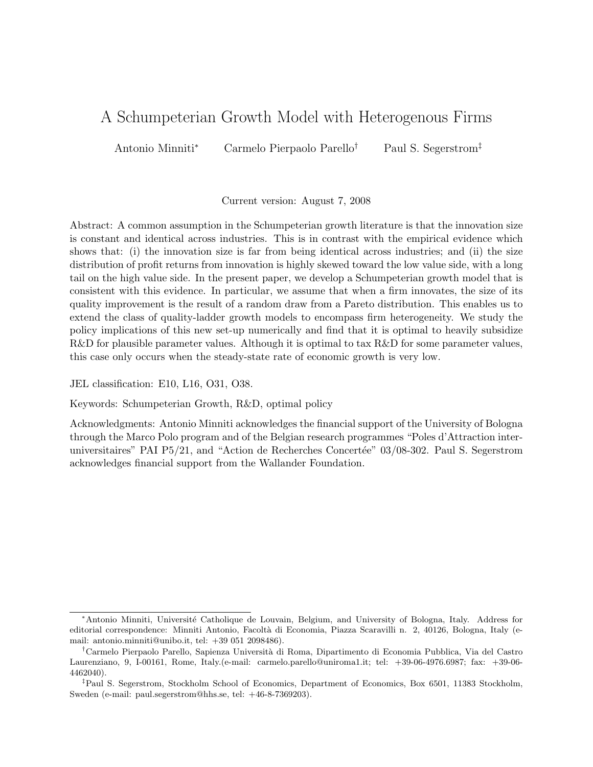# A Schumpeterian Growth Model with Heterogenous Firms

Antonio Minniti[*] Carmelo Pierpaolo Parello[†] Paul S. Segerstrom[‡]

Current version: August 7, 2008

Abstract: A common assumption in the Schumpeterian growth literature is that the innovation size is constant and identical across industries. This is in contrast with the empirical evidence which shows that: (i) the innovation size is far from being identical across industries; and (ii) the size distribution of profit returns from innovation is highly skewed toward the low value side, with a long tail on the high value side. In the present paper, we develop a Schumpeterian growth model that is consistent with this evidence. In particular, we assume that when a firm innovates, the size of its quality improvement is the result of a random draw from a Pareto distribution. This enables us to extend the class of quality-ladder growth models to encompass firm heterogeneity. We study the policy implications of this new set-up numerically and find that it is optimal to heavily subsidize R&D for plausible parameter values. Although it is optimal to tax R&D for some parameter values, this case only occurs when the steady-state rate of economic growth is very low.

JEL classification: E10, L16, O31, O38.

Keywords: Schumpeterian Growth, R&D, optimal policy

Acknowledgments: Antonio Minniti acknowledges the financial support of the University of Bologna through the Marco Polo program and of the Belgian research programmes "Poles d'Attraction inter-universitaires" PAI P5/21, and "Action de Recherches Concertée" 03/08-302. Paul S. Segerstrom acknowledges financial support from the Wallander Foundation.

---

[*] Antonio Minniti, Université Catholique de Louvain, Belgium, and University of Bologna, Italy. Address for editorial correspondence: Minniti Antonio, Facoltà di Economia, Piazza Scaravilli n. 2, 40126, Bologna, Italy (e-mail: antonio.minniti@unibo.it, tel: +39 051 2098486).

[†] Carmelo Pierpaolo Parello, Sapienza Università di Roma, Dipartimento di Economia Pubblica, Via del Castro Laurenziano, 9, I-00161, Rome, Italy.(e-mail: carmelo.parello@uniroma1.it; tel: +39-06-4976.6987; fax: +39-06-4462040).

[‡] Paul S. Segerstrom, Stockholm School of Economics, Department of Economics, Box 6501, 11383 Stockholm, Sweden (e-mail: paul.segerstrom@hhs.se, tel: +46-8-7369203).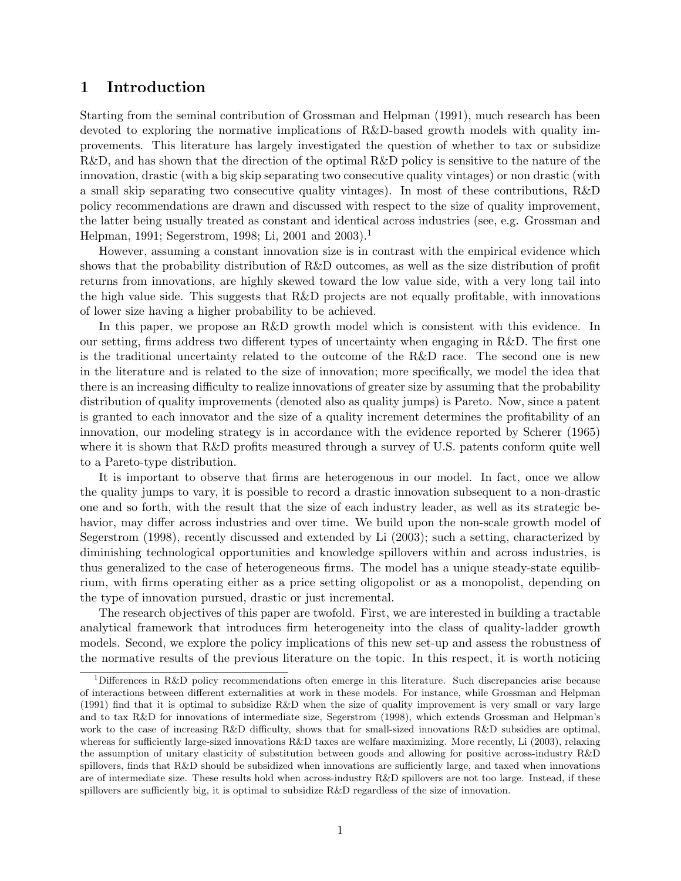# 1 Introduction

Starting from the seminal contribution of Grossman and Helpman (1991), much research has been devoted to exploring the normative implications of R&D-based growth models with quality improvements. This literature has largely investigated the question of whether to tax or subsidize R&D, and has shown that the direction of the optimal R&D policy is sensitive to the nature of the innovation, drastic (with a big skip separating two consecutive quality vintages) or non drastic (with a small skip separating two consecutive quality vintages). In most of these contributions, R&D policy recommendations are drawn and discussed with respect to the size of quality improvement, the latter being usually treated as constant and identical across industries (see, e.g. Grossman and Helpman, 1991; Segerstrom, 1998; Li, 2001 and 2003).[1]

However, assuming a constant innovation size is in contrast with the empirical evidence which shows that the probability distribution of R&D outcomes, as well as the size distribution of profit returns from innovations, are highly skewed toward the low value side, with a very long tail into the high value side. This suggests that R&D projects are not equally profitable, with innovations of lower size having a higher probability to be achieved.

In this paper, we propose an R&D growth model which is consistent with this evidence. In our setting, firms address two different types of uncertainty when engaging in R&D. The first one is the traditional uncertainty related to the outcome of the R&D race. The second one is new in the literature and is related to the size of innovation; more specifically, we model the idea that there is an increasing difficulty to realize innovations of greater size by assuming that the probability distribution of quality improvements (denoted also as quality jumps) is Pareto. Now, since a patent is granted to each innovator and the size of a quality increment determines the profitability of an innovation, our modeling strategy is in accordance with the evidence reported by Scherer (1965) where it is shown that R&D profits measured through a survey of U.S. patents conform quite well to a Pareto-type distribution.

It is important to observe that firms are heterogenous in our model. In fact, once we allow the quality jumps to vary, it is possible to record a drastic innovation subsequent to a non-drastic one and so forth, with the result that the size of each industry leader, as well as its strategic behavior, may differ across industries and over time. We build upon the non-scale growth model of Segerstrom (1998), recently discussed and extended by Li (2003); such a setting, characterized by diminishing technological opportunities and knowledge spillovers within and across industries, is thus generalized to the case of heterogeneous firms. The model has a unique steady-state equilibrium, with firms operating either as a price setting oligopolist or as a monopolist, depending on the type of innovation pursued, drastic or just incremental.

The research objectives of this paper are twofold. First, we are interested in building a tractable analytical framework that introduces firm heterogeneity into the class of quality-ladder growth models. Second, we explore the policy implications of this new set-up and assess the robustness of the normative results of the previous literature on the topic. In this respect, it is worth noticing

[1] Differences in R&D policy recommendations often emerge in this literature. Such discrepancies arise because of interactions between different externalities at work in these models. For instance, while Grossman and Helpman (1991) find that it is optimal to subsidize R&D when the size of quality improvement is very small or vary large and to tax R&D for innovations of intermediate size, Segerstrom (1998), which extends Grossman and Helpman's work to the case of increasing R&D difficulty, shows that for small-sized innovations R&D subsidies are optimal, whereas for sufficiently large-sized innovations R&D taxes are welfare maximizing. More recently, Li (2003), relaxing the assumption of unitary elasticity of substitution between goods and allowing for positive across-industry R&D spillovers, finds that R&D should be subsidized when innovations are sufficiently large, and taxed when innovations are of intermediate size. These results hold when across-industry R&D spillovers are not too large. Instead, if these spillovers are sufficiently big, it is optimal to subsidize R&D regardless of the size of innovation.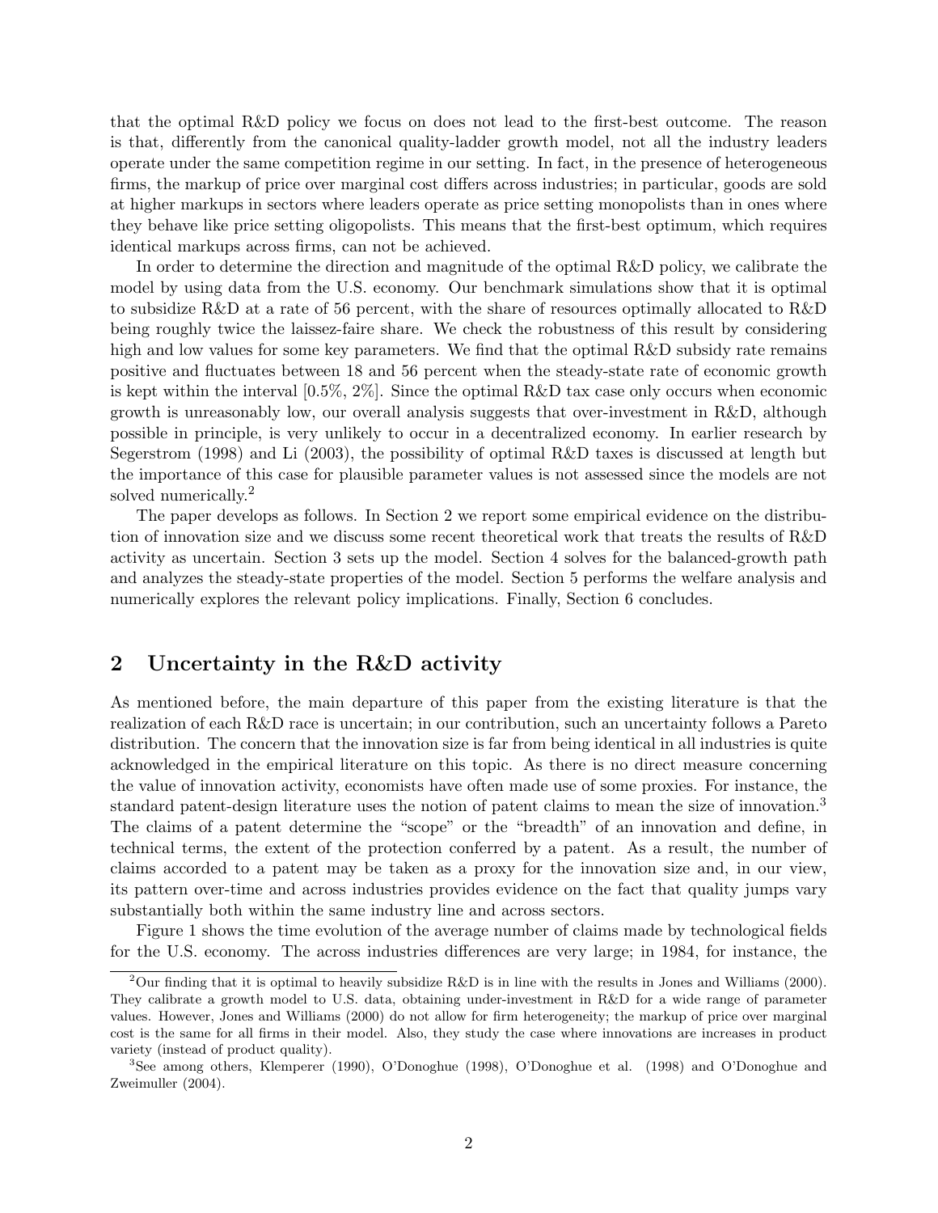that the optimal R&D policy we focus on does not lead to the first-best outcome. The reason is that, differently from the canonical quality-ladder growth model, not all the industry leaders operate under the same competition regime in our setting. In fact, in the presence of heterogeneous firms, the markup of price over marginal cost differs across industries; in particular, goods are sold at higher markups in sectors where leaders operate as price setting monopolists than in ones where they behave like price setting oligopolists. This means that the first-best optimum, which requires identical markups across firms, can not be achieved.

In order to determine the direction and magnitude of the optimal R&D policy, we calibrate the model by using data from the U.S. economy. Our benchmark simulations show that it is optimal to subsidize R&D at a rate of 56 percent, with the share of resources optimally allocated to R&D being roughly twice the laissez-faire share. We check the robustness of this result by considering high and low values for some key parameters. We find that the optimal R&D subsidy rate remains positive and fluctuates between 18 and 56 percent when the steady-state rate of economic growth is kept within the interval [0.5%, 2%]. Since the optimal R&D tax case only occurs when economic growth is unreasonably low, our overall analysis suggests that over-investment in R&D, although possible in principle, is very unlikely to occur in a decentralized economy. In earlier research by Segerstrom (1998) and Li (2003), the possibility of optimal R&D taxes is discussed at length but the importance of this case for plausible parameter values is not assessed since the models are not solved numerically.[2]

The paper develops as follows. In Section 2 we report some empirical evidence on the distribution of innovation size and we discuss some recent theoretical work that treats the results of R&D activity as uncertain. Section 3 sets up the model. Section 4 solves for the balanced-growth path and analyzes the steady-state properties of the model. Section 5 performs the welfare analysis and numerically explores the relevant policy implications. Finally, Section 6 concludes.

## 2 Uncertainty in the R&D activity

As mentioned before, the main departure of this paper from the existing literature is that the realization of each R&D race is uncertain; in our contribution, such an uncertainty follows a Pareto distribution. The concern that the innovation size is far from being identical in all industries is quite acknowledged in the empirical literature on this topic. As there is no direct measure concerning the value of innovation activity, economists have often made use of some proxies. For instance, the standard patent-design literature uses the notion of patent claims to mean the size of innovation.[3] The claims of a patent determine the "scope" or the "breadth" of an innovation and define, in technical terms, the extent of the protection conferred by a patent. As a result, the number of claims accorded to a patent may be taken as a proxy for the innovation size and, in our view, its pattern over-time and across industries provides evidence on the fact that quality jumps vary substantially both within the same industry line and across sectors.

Figure 1 shows the time evolution of the average number of claims made by technological fields for the U.S. economy. The across industries differences are very large; in 1984, for instance, the

[2] Our finding that it is optimal to heavily subsidize R&D is in line with the results in Jones and Williams (2000). They calibrate a growth model to U.S. data, obtaining under-investment in R&D for a wide range of parameter values. However, Jones and Williams (2000) do not allow for firm heterogeneity; the markup of price over marginal cost is the same for all firms in their model. Also, they study the case where innovations are increases in product variety (instead of product quality).

[3] See among others, Klemperer (1990), O'Donoghue (1998), O'Donoghue et al. (1998) and O'Donoghue and Zweimuller (2004).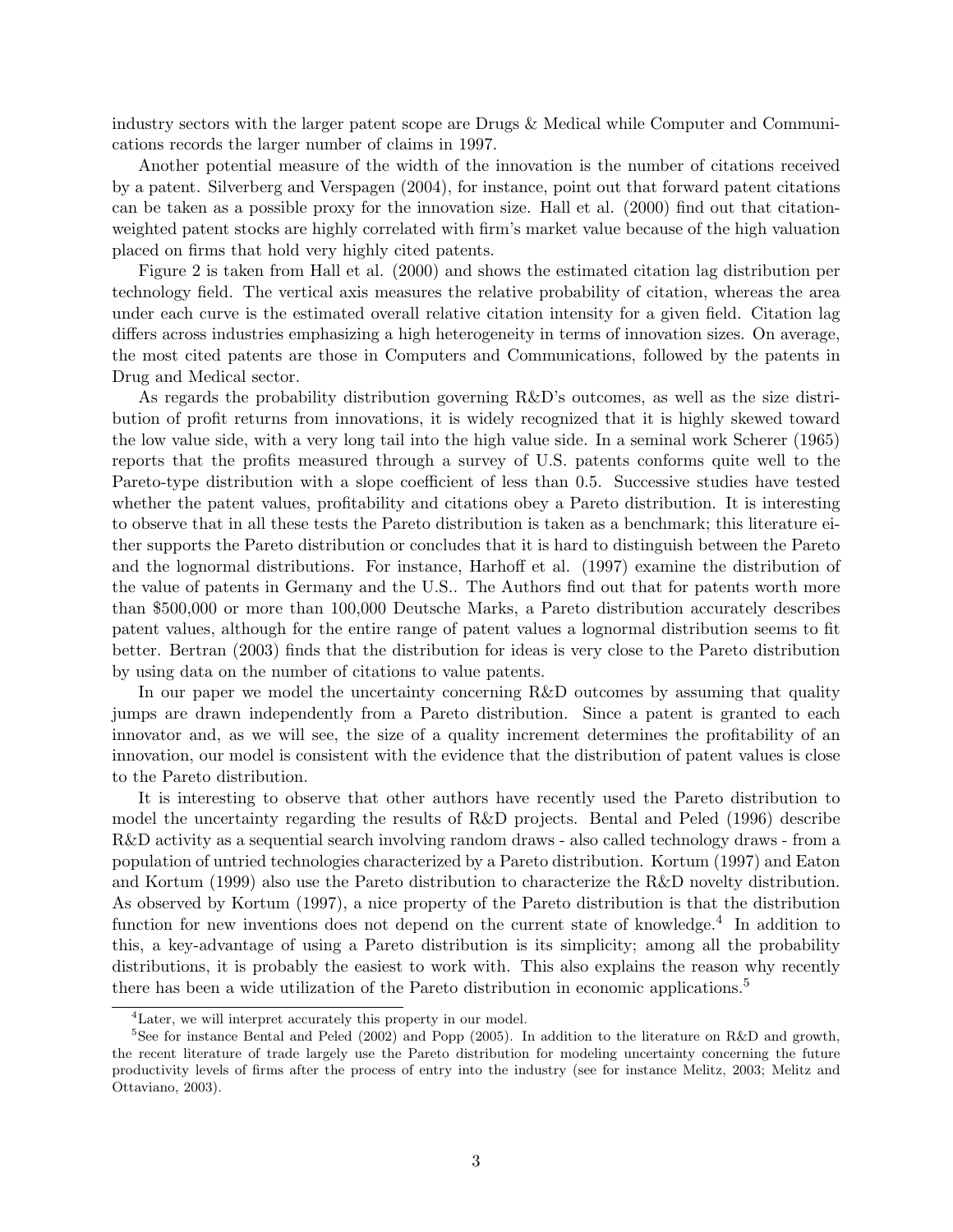industry sectors with the larger patent scope are Drugs & Medical while Computer and Communications records the larger number of claims in 1997.

Another potential measure of the width of the innovation is the number of citations received by a patent. Silverberg and Verspagen (2004), for instance, point out that forward patent citations can be taken as a possible proxy for the innovation size. Hall et al. (2000) find out that citation-weighted patent stocks are highly correlated with firm's market value because of the high valuation placed on firms that hold very highly cited patents.

Figure 2 is taken from Hall et al. (2000) and shows the estimated citation lag distribution per technology field. The vertical axis measures the relative probability of citation, whereas the area under each curve is the estimated overall relative citation intensity for a given field. Citation lag differs across industries emphasizing a high heterogeneity in terms of innovation sizes. On average, the most cited patents are those in Computers and Communications, followed by the patents in Drug and Medical sector.

As regards the probability distribution governing R&D's outcomes, as well as the size distribution of profit returns from innovations, it is widely recognized that it is highly skewed toward the low value side, with a very long tail into the high value side. In a seminal work Scherer (1965) reports that the profits measured through a survey of U.S. patents conforms quite well to the Pareto-type distribution with a slope coefficient of less than 0.5. Successive studies have tested whether the patent values, profitability and citations obey a Pareto distribution. It is interesting to observe that in all these tests the Pareto distribution is taken as a benchmark; this literature either supports the Pareto distribution or concludes that it is hard to distinguish between the Pareto and the lognormal distributions. For instance, Harhoff et al. (1997) examine the distribution of the value of patents in Germany and the U.S.. The Authors find out that for patents worth more than \$500,000 or more than 100,000 Deutsche Marks, a Pareto distribution accurately describes patent values, although for the entire range of patent values a lognormal distribution seems to fit better. Bertran (2003) finds that the distribution for ideas is very close to the Pareto distribution by using data on the number of citations to value patents.

In our paper we model the uncertainty concerning R&D outcomes by assuming that quality jumps are drawn independently from a Pareto distribution. Since a patent is granted to each innovator and, as we will see, the size of a quality increment determines the profitability of an innovation, our model is consistent with the evidence that the distribution of patent values is close to the Pareto distribution.

It is interesting to observe that other authors have recently used the Pareto distribution to model the uncertainty regarding the results of R&D projects. Bental and Peled (1996) describe R&D activity as a sequential search involving random draws - also called technology draws - from a population of untried technologies characterized by a Pareto distribution. Kortum (1997) and Eaton and Kortum (1999) also use the Pareto distribution to characterize the R&D novelty distribution. As observed by Kortum (1997), a nice property of the Pareto distribution is that the distribution function for new inventions does not depend on the current state of knowledge.[4] In addition to this, a key-advantage of using a Pareto distribution is its simplicity; among all the probability distributions, it is probably the easiest to work with. This also explains the reason why recently there has been a wide utilization of the Pareto distribution in economic applications.[5]

[4] Later, we will interpret accurately this property in our model.

[5] See for instance Bental and Peled (2002) and Popp (2005). In addition to the literature on R&D and growth, the recent literature of trade largely use the Pareto distribution for modeling uncertainty concerning the future productivity levels of firms after the process of entry into the industry (see for instance Melitz, 2003; Melitz and Ottaviano, 2003).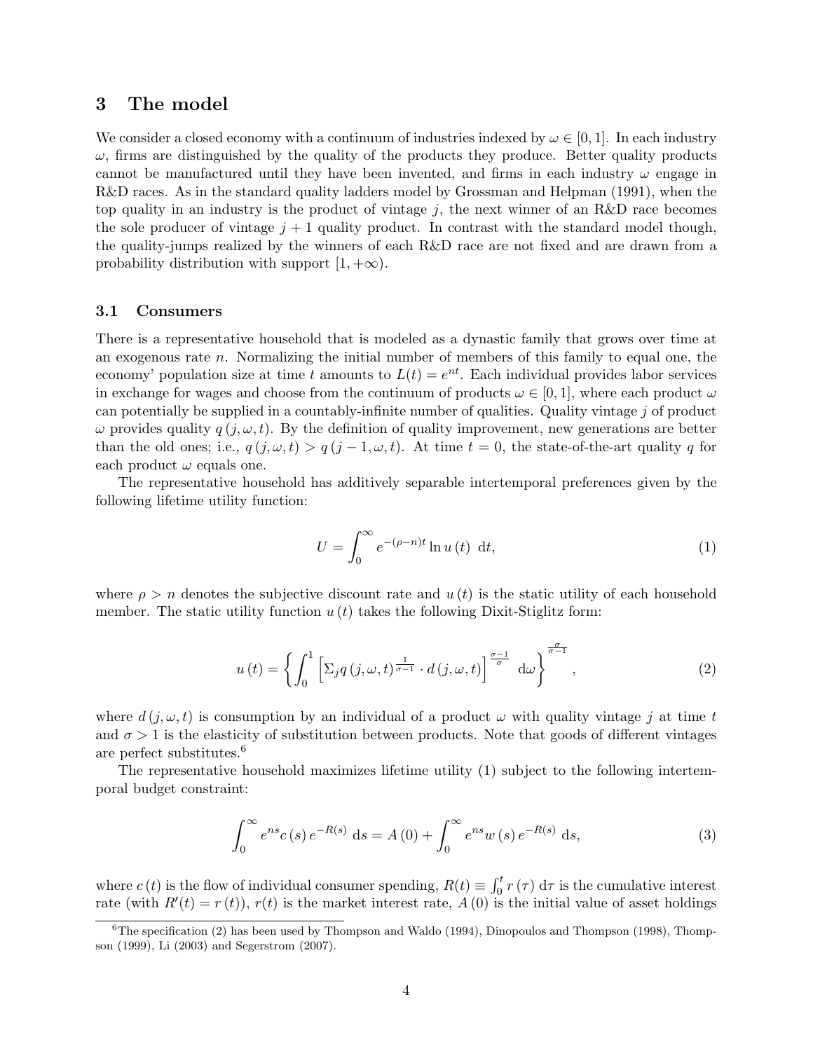## 3 The model

We consider a closed economy with a continuum of industries indexed by $\omega \in [0, 1]$. In each industry $\omega$, firms are distinguished by the quality of the products they produce. Better quality products cannot be manufactured until they have been invented, and firms in each industry $\omega$ engage in R&D races. As in the standard quality ladders model by Grossman and Helpman (1991), when the top quality in an industry is the product of vintage $j$, the next winner of an R&D race becomes the sole producer of vintage $j + 1$ quality product. In contrast with the standard model though, the quality-jumps realized by the winners of each R&D race are not fixed and are drawn from a probability distribution with support $[1, +\infty)$.

### 3.1 Consumers

There is a representative household that is modeled as a dynastic family that grows over time at an exogenous rate $n$. Normalizing the initial number of members of this family to equal one, the economy' population size at time $t$ amounts to $L(t) = e^{nt}$. Each individual provides labor services in exchange for wages and choose from the continuum of products $\omega \in [0, 1]$, where each product $\omega$ can potentially be supplied in a countably-infinite number of qualities. Quality vintage $j$ of product $\omega$ provides quality $q(j, \omega, t)$. By the definition of quality improvement, new generations are better than the old ones; i.e., $q(j, \omega, t) > q(j - 1, \omega, t)$. At time $t = 0$, the state-of-the-art quality $q$ for each product $\omega$ equals one.

The representative household has additively separable intertemporal preferences given by the following lifetime utility function:

$$U = \int_0^\infty e^{-(\rho - n)t} \ln u(t) \, \mathrm{d}t, \tag{1}$$

where $\rho > n$ denotes the subjective discount rate and $u(t)$ is the static utility of each household member. The static utility function $u(t)$ takes the following Dixit-Stiglitz form:

$$u(t) = \left\{ \int_0^1 \left[ \Sigma_j q(j, \omega, t)^{\frac{1}{\sigma - 1}} \cdot d(j, \omega, t) \right]^{\frac{\sigma - 1}{\sigma}} \mathrm{d}\omega \right\}^{\frac{\sigma}{\sigma - 1}}, \tag{2}$$

where $d(j, \omega, t)$ is consumption by an individual of a product $\omega$ with quality vintage $j$ at time $t$ and $\sigma > 1$ is the elasticity of substitution between products. Note that goods of different vintages are perfect substitutes.[6]

The representative household maximizes lifetime utility (1) subject to the following intertemporal budget constraint:

$$\int_0^\infty e^{ns} c(s) e^{-R(s)} \, \mathrm{d}s = A(0) + \int_0^\infty e^{ns} w(s) e^{-R(s)} \, \mathrm{d}s, \tag{3}$$

where $c(t)$ is the flow of individual consumer spending, $R(t) \equiv \int_0^t r(\tau) \, \mathrm{d}\tau$ is the cumulative interest rate (with $R'(t) = r(t)$), $r(t)$ is the market interest rate, $A(0)$ is the initial value of asset holdings

[6] The specification (2) has been used by Thompson and Waldo (1994), Dinopoulos and Thompson (1998), Thompson (1999), Li (2003) and Segerstrom (2007).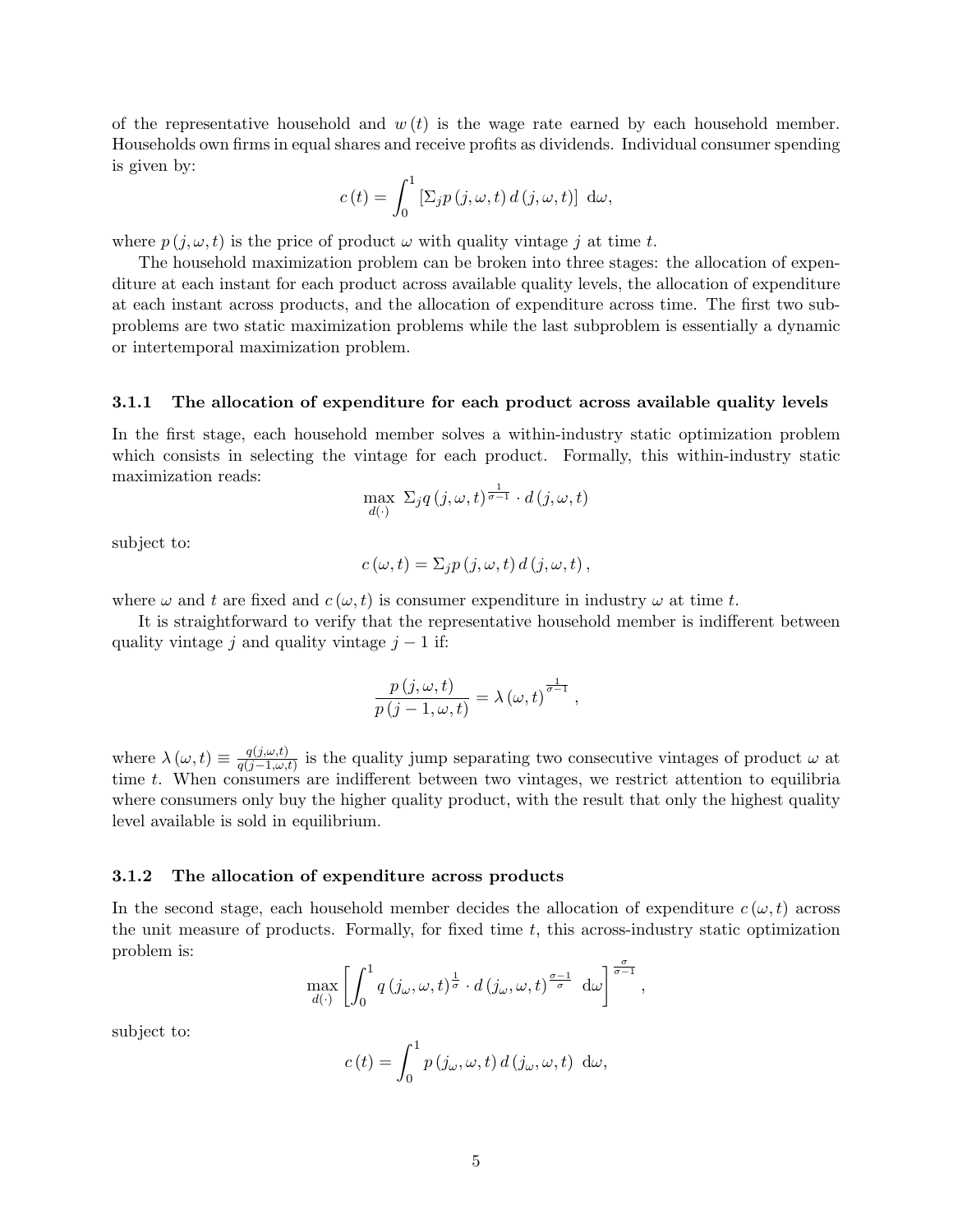of the representative household and $w(t)$ is the wage rate earned by each household member. Households own firms in equal shares and receive profits as dividends. Individual consumer spending is given by:

$$c(t) = \int_0^1 \left[\Sigma_j p(j,\omega,t)\, d(j,\omega,t)\right] \, \mathrm{d}\omega,$$

where $p(j,\omega,t)$ is the price of product $\omega$ with quality vintage $j$ at time $t$.

The household maximization problem can be broken into three stages: the allocation of expenditure at each instant for each product across available quality levels, the allocation of expenditure at each instant across products, and the allocation of expenditure across time. The first two subproblems are two static maximization problems while the last subproblem is essentially a dynamic or intertemporal maximization problem.

### 3.1.1 The allocation of expenditure for each product across available quality levels

In the first stage, each household member solves a within-industry static optimization problem which consists in selecting the vintage for each product. Formally, this within-industry static maximization reads:

$$\max_{d(\cdot)} \; \Sigma_j q(j,\omega,t)^{\frac{1}{\sigma-1}} \cdot d(j,\omega,t)$$

subject to:

$$c(\omega,t) = \Sigma_j p(j,\omega,t)\, d(j,\omega,t),$$

where $\omega$ and $t$ are fixed and $c(\omega,t)$ is consumer expenditure in industry $\omega$ at time $t$.

It is straightforward to verify that the representative household member is indifferent between quality vintage $j$ and quality vintage $j-1$ if:

$$\frac{p(j,\omega,t)}{p(j-1,\omega,t)} = \lambda(\omega,t)^{\frac{1}{\sigma-1}},$$

where $\lambda(\omega,t) \equiv \frac{q(j,\omega,t)}{q(j-1,\omega,t)}$ is the quality jump separating two consecutive vintages of product $\omega$ at time $t$. When consumers are indifferent between two vintages, we restrict attention to equilibria where consumers only buy the higher quality product, with the result that only the highest quality level available is sold in equilibrium.

### 3.1.2 The allocation of expenditure across products

In the second stage, each household member decides the allocation of expenditure $c(\omega,t)$ across the unit measure of products. Formally, for fixed time $t$, this across-industry static optimization problem is:

$$\max_{d(\cdot)} \left[\int_0^1 q(j_\omega,\omega,t)^{\frac{1}{\sigma}} \cdot d(j_\omega,\omega,t)^{\frac{\sigma-1}{\sigma}} \, \mathrm{d}\omega\right]^{\frac{\sigma}{\sigma-1}},$$

subject to:

$$c(t) = \int_0^1 p(j_\omega,\omega,t)\, d(j_\omega,\omega,t) \, \mathrm{d}\omega,$$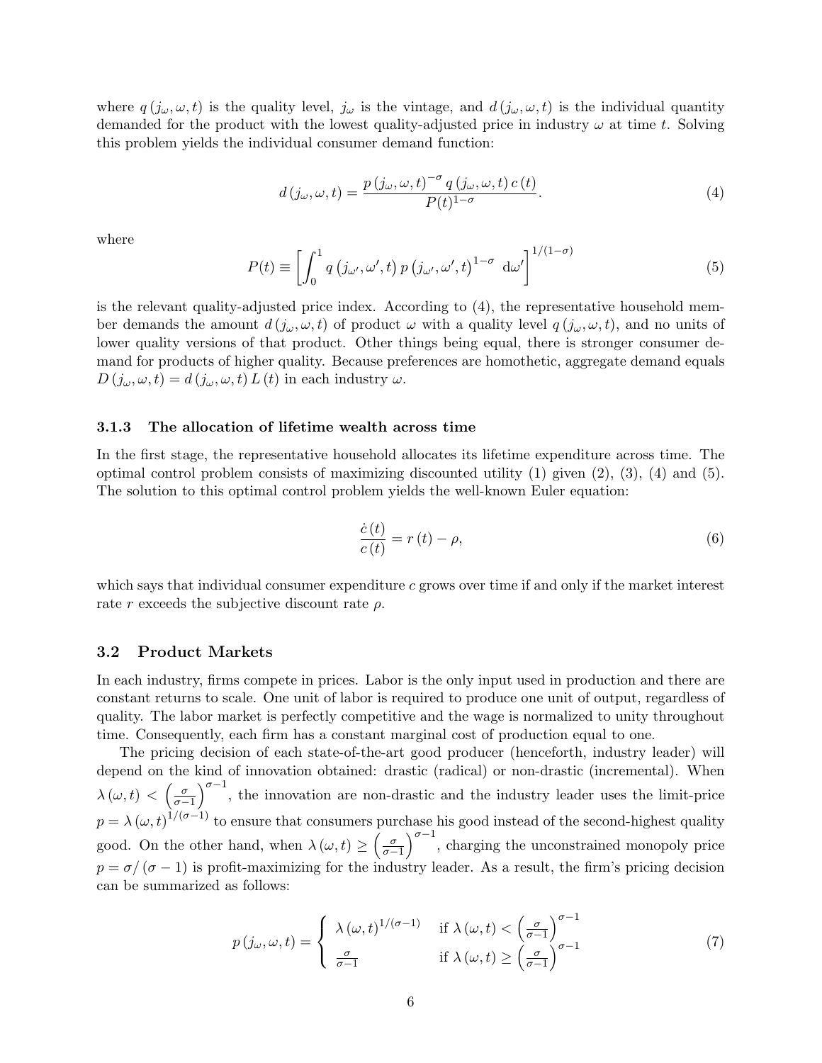where $q(j_\omega, \omega, t)$ is the quality level, $j_\omega$ is the vintage, and $d(j_\omega, \omega, t)$ is the individual quantity demanded for the product with the lowest quality-adjusted price in industry $\omega$ at time $t$. Solving this problem yields the individual consumer demand function:

$$d(j_\omega, \omega, t) = \frac{p(j_\omega, \omega, t)^{-\sigma} q(j_\omega, \omega, t) c(t)}{P(t)^{1-\sigma}}. \tag{4}$$

where

$$P(t) \equiv \left[\int_0^1 q(j_{\omega'}, \omega', t) p(j_{\omega'}, \omega', t)^{1-\sigma} \, \mathrm{d}\omega'\right]^{1/(1-\sigma)} \tag{5}$$

is the relevant quality-adjusted price index. According to (4), the representative household member demands the amount $d(j_\omega, \omega, t)$ of product $\omega$ with a quality level $q(j_\omega, \omega, t)$, and no units of lower quality versions of that product. Other things being equal, there is stronger consumer demand for products of higher quality. Because preferences are homothetic, aggregate demand equals $D(j_\omega, \omega, t) = d(j_\omega, \omega, t) L(t)$ in each industry $\omega$.

### 3.1.3 The allocation of lifetime wealth across time

In the first stage, the representative household allocates its lifetime expenditure across time. The optimal control problem consists of maximizing discounted utility (1) given (2), (3), (4) and (5). The solution to this optimal control problem yields the well-known Euler equation:

$$\frac{\dot{c}(t)}{c(t)} = r(t) - \rho, \tag{6}$$

which says that individual consumer expenditure $c$ grows over time if and only if the market interest rate $r$ exceeds the subjective discount rate $\rho$.

## 3.2 Product Markets

In each industry, firms compete in prices. Labor is the only input used in production and there are constant returns to scale. One unit of labor is required to produce one unit of output, regardless of quality. The labor market is perfectly competitive and the wage is normalized to unity throughout time. Consequently, each firm has a constant marginal cost of production equal to one.

The pricing decision of each state-of-the-art good producer (henceforth, industry leader) will depend on the kind of innovation obtained: drastic (radical) or non-drastic (incremental). When $\lambda(\omega, t) < \left(\frac{\sigma}{\sigma-1}\right)^{\sigma-1}$, the innovation are non-drastic and the industry leader uses the limit-price $p = \lambda(\omega, t)^{1/(\sigma-1)}$ to ensure that consumers purchase his good instead of the second-highest quality good. On the other hand, when $\lambda(\omega, t) \geq \left(\frac{\sigma}{\sigma-1}\right)^{\sigma-1}$, charging the unconstrained monopoly price $p = \sigma/(\sigma-1)$ is profit-maximizing for the industry leader. As a result, the firm's pricing decision can be summarized as follows:

$$p(j_\omega, \omega, t) = \begin{cases} \lambda(\omega, t)^{1/(\sigma-1)} & \text{if } \lambda(\omega, t) < \left(\frac{\sigma}{\sigma-1}\right)^{\sigma-1} \\ \frac{\sigma}{\sigma-1} & \text{if } \lambda(\omega, t) \geq \left(\frac{\sigma}{\sigma-1}\right)^{\sigma-1} \end{cases} \tag{7}$$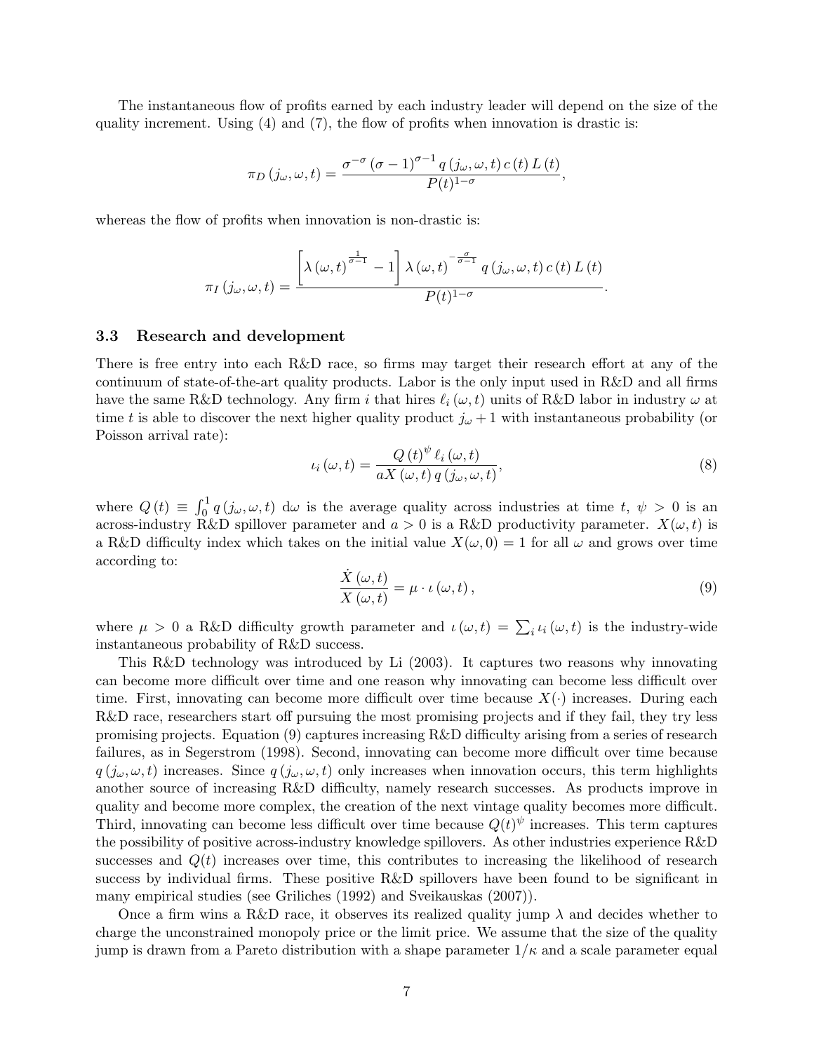The instantaneous flow of profits earned by each industry leader will depend on the size of the quality increment. Using (4) and (7), the flow of profits when innovation is drastic is:

$$\pi_D(j_\omega, \omega, t) = \frac{\sigma^{-\sigma}(\sigma - 1)^{\sigma - 1} q(j_\omega, \omega, t) c(t) L(t)}{P(t)^{1-\sigma}},$$

whereas the flow of profits when innovation is non-drastic is:

$$\pi_I(j_\omega, \omega, t) = \frac{\left[\lambda(\omega, t)^{\frac{1}{\sigma-1}} - 1\right] \lambda(\omega, t)^{-\frac{\sigma}{\sigma-1}} q(j_\omega, \omega, t) c(t) L(t)}{P(t)^{1-\sigma}}.$$

### 3.3 Research and development

There is free entry into each R&D race, so firms may target their research effort at any of the continuum of state-of-the-art quality products. Labor is the only input used in R&D and all firms have the same R&D technology. Any firm $i$ that hires $\ell_i(\omega, t)$ units of R&D labor in industry $\omega$ at time $t$ is able to discover the next higher quality product $j_\omega + 1$ with instantaneous probability (or Poisson arrival rate):

$$\iota_i(\omega, t) = \frac{Q(t)^\psi \ell_i(\omega, t)}{aX(\omega, t) q(j_\omega, \omega, t)}, \tag{8}$$

where $Q(t) \equiv \int_0^1 q(j_\omega, \omega, t)\, \mathrm{d}\omega$ is the average quality across industries at time $t$, $\psi > 0$ is an across-industry R&D spillover parameter and $a > 0$ is a R&D productivity parameter. $X(\omega, t)$ is a R&D difficulty index which takes on the initial value $X(\omega, 0) = 1$ for all $\omega$ and grows over time according to:

$$\frac{\dot{X}(\omega, t)}{X(\omega, t)} = \mu \cdot \iota(\omega, t), \tag{9}$$

where $\mu > 0$ a R&D difficulty growth parameter and $\iota(\omega, t) = \sum_i \iota_i(\omega, t)$ is the industry-wide instantaneous probability of R&D success.

This R&D technology was introduced by Li (2003). It captures two reasons why innovating can become more difficult over time and one reason why innovating can become less difficult over time. First, innovating can become more difficult over time because $X(\cdot)$ increases. During each R&D race, researchers start off pursuing the most promising projects and if they fail, they try less promising projects. Equation (9) captures increasing R&D difficulty arising from a series of research failures, as in Segerstrom (1998). Second, innovating can become more difficult over time because $q(j_\omega, \omega, t)$ increases. Since $q(j_\omega, \omega, t)$ only increases when innovation occurs, this term highlights another source of increasing R&D difficulty, namely research successes. As products improve in quality and become more complex, the creation of the next vintage quality becomes more difficult. Third, innovating can become less difficult over time because $Q(t)^\psi$ increases. This term captures the possibility of positive across-industry knowledge spillovers. As other industries experience R&D successes and $Q(t)$ increases over time, this contributes to increasing the likelihood of research success by individual firms. These positive R&D spillovers have been found to be significant in many empirical studies (see Griliches (1992) and Sveikauskas (2007)).

Once a firm wins a R&D race, it observes its realized quality jump $\lambda$ and decides whether to charge the unconstrained monopoly price or the limit price. We assume that the size of the quality jump is drawn from a Pareto distribution with a shape parameter $1/\kappa$ and a scale parameter equal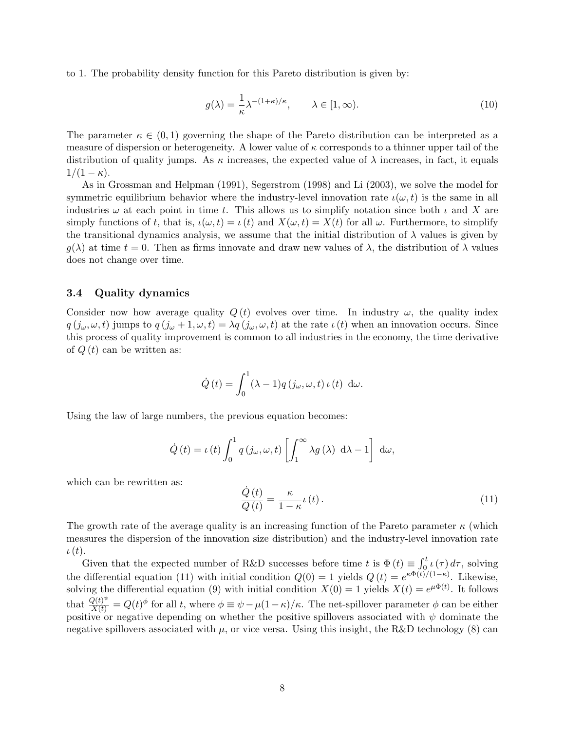to 1. The probability density function for this Pareto distribution is given by:

$$g(\lambda) = \frac{1}{\kappa}\lambda^{-(1+\kappa)/\kappa}, \qquad \lambda \in [1, \infty). \tag{10}$$

The parameter $\kappa \in (0, 1)$ governing the shape of the Pareto distribution can be interpreted as a measure of dispersion or heterogeneity. A lower value of $\kappa$ corresponds to a thinner upper tail of the distribution of quality jumps. As $\kappa$ increases, the expected value of $\lambda$ increases, in fact, it equals $1/(1 - \kappa)$.

As in Grossman and Helpman (1991), Segerstrom (1998) and Li (2003), we solve the model for symmetric equilibrium behavior where the industry-level innovation rate $\iota(\omega, t)$ is the same in all industries $\omega$ at each point in time $t$. This allows us to simplify notation since both $\iota$ and $X$ are simply functions of $t$, that is, $\iota(\omega, t) = \iota(t)$ and $X(\omega, t) = X(t)$ for all $\omega$. Furthermore, to simplify the transitional dynamics analysis, we assume that the initial distribution of $\lambda$ values is given by $g(\lambda)$ at time $t = 0$. Then as firms innovate and draw new values of $\lambda$, the distribution of $\lambda$ values does not change over time.

### 3.4 Quality dynamics

Consider now how average quality $Q(t)$ evolves over time. In industry $\omega$, the quality index $q(j_\omega, \omega, t)$ jumps to $q(j_\omega + 1, \omega, t) = \lambda q(j_\omega, \omega, t)$ at the rate $\iota(t)$ when an innovation occurs. Since this process of quality improvement is common to all industries in the economy, the time derivative of $Q(t)$ can be written as:

$$\dot{Q}(t) = \int_0^1 (\lambda - 1) q(j_\omega, \omega, t)\, \iota(t)\; \mathrm{d}\omega.$$

Using the law of large numbers, the previous equation becomes:

$$\dot{Q}(t) = \iota(t) \int_0^1 q(j_\omega, \omega, t) \left[ \int_1^\infty \lambda g(\lambda)\; \mathrm{d}\lambda - 1 \right] \mathrm{d}\omega,$$

which can be rewritten as:

$$\frac{\dot{Q}(t)}{Q(t)} = \frac{\kappa}{1 - \kappa}\iota(t). \tag{11}$$

The growth rate of the average quality is an increasing function of the Pareto parameter $\kappa$ (which measures the dispersion of the innovation size distribution) and the industry-level innovation rate $\iota(t)$.

Given that the expected number of R&D successes before time $t$ is $\Phi(t) \equiv \int_0^t \iota(\tau)\, d\tau$, solving the differential equation (11) with initial condition $Q(0) = 1$ yields $Q(t) = e^{\kappa\Phi(t)/(1-\kappa)}$. Likewise, solving the differential equation (9) with initial condition $X(0) = 1$ yields $X(t) = e^{\mu\Phi(t)}$. It follows that $\frac{Q(t)^\psi}{X(t)} = Q(t)^\phi$ for all $t$, where $\phi \equiv \psi - \mu(1-\kappa)/\kappa$. The net-spillover parameter $\phi$ can be either positive or negative depending on whether the positive spillovers associated with $\psi$ dominate the negative spillovers associated with $\mu$, or vice versa. Using this insight, the R&D technology (8) can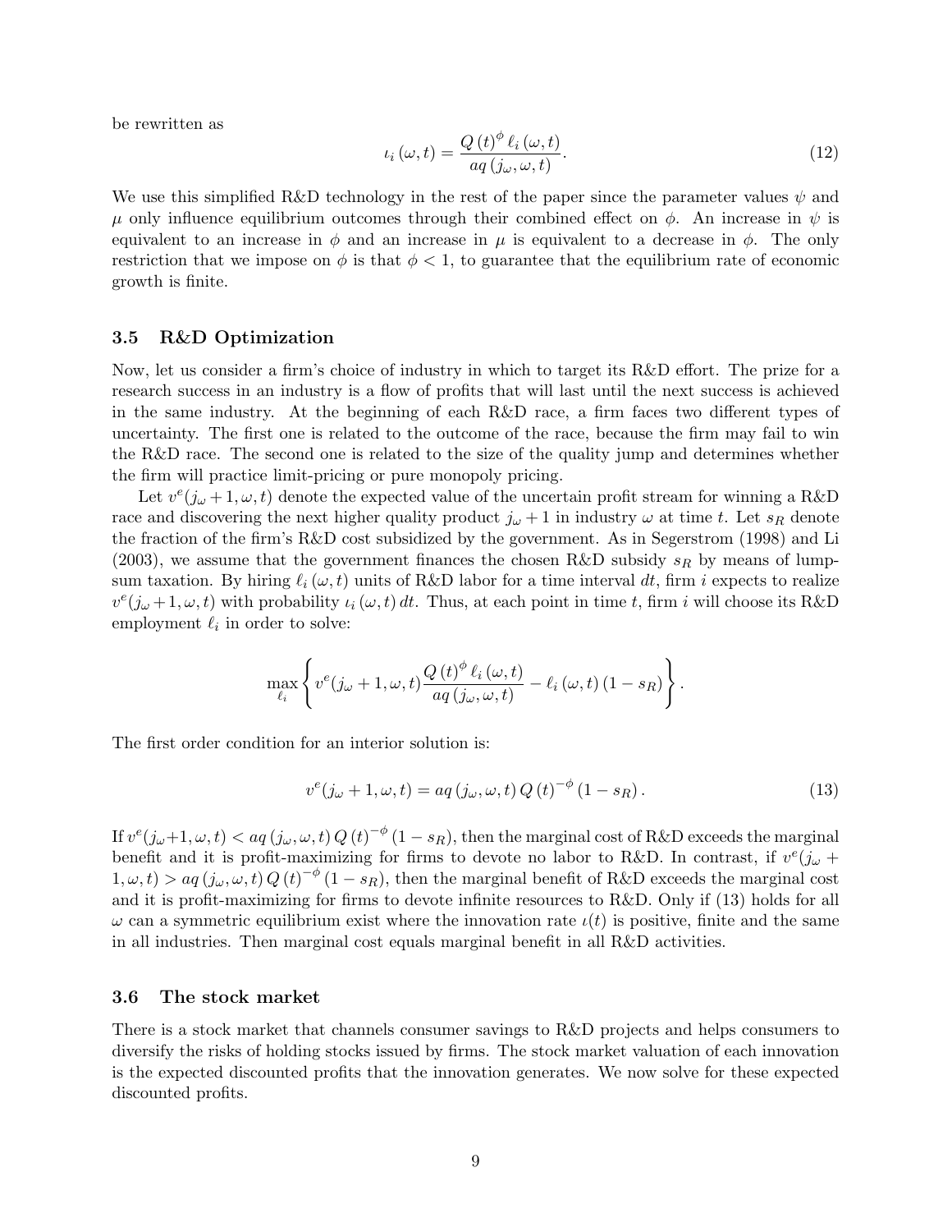be rewritten as

$$\iota_i(\omega, t) = \frac{Q(t)^{\phi} \ell_i(\omega, t)}{aq(j_\omega, \omega, t)}. \tag{12}$$

We use this simplified R&D technology in the rest of the paper since the parameter values $\psi$ and $\mu$ only influence equilibrium outcomes through their combined effect on $\phi$. An increase in $\psi$ is equivalent to an increase in $\phi$ and an increase in $\mu$ is equivalent to a decrease in $\phi$. The only restriction that we impose on $\phi$ is that $\phi < 1$, to guarantee that the equilibrium rate of economic growth is finite.

### 3.5 R&D Optimization

Now, let us consider a firm's choice of industry in which to target its R&D effort. The prize for a research success in an industry is a flow of profits that will last until the next success is achieved in the same industry. At the beginning of each R&D race, a firm faces two different types of uncertainty. The first one is related to the outcome of the race, because the firm may fail to win the R&D race. The second one is related to the size of the quality jump and determines whether the firm will practice limit-pricing or pure monopoly pricing.

Let $v^e(j_\omega + 1, \omega, t)$ denote the expected value of the uncertain profit stream for winning a R&D race and discovering the next higher quality product $j_\omega + 1$ in industry $\omega$ at time $t$. Let $s_R$ denote the fraction of the firm's R&D cost subsidized by the government. As in Segerstrom (1998) and Li (2003), we assume that the government finances the chosen R&D subsidy $s_R$ by means of lump-sum taxation. By hiring $\ell_i(\omega, t)$ units of R&D labor for a time interval $dt$, firm $i$ expects to realize $v^e(j_\omega + 1, \omega, t)$ with probability $\iota_i(\omega, t)\, dt$. Thus, at each point in time $t$, firm $i$ will choose its R&D employment $\ell_i$ in order to solve:

$$\max_{\ell_i} \left\{ v^e(j_\omega + 1, \omega, t) \frac{Q(t)^{\phi} \ell_i(\omega, t)}{aq(j_\omega, \omega, t)} - \ell_i(\omega, t)(1 - s_R) \right\}.$$

The first order condition for an interior solution is:

$$v^e(j_\omega + 1, \omega, t) = aq(j_\omega, \omega, t)\, Q(t)^{-\phi} (1 - s_R). \tag{13}$$

If $v^e(j_\omega + 1, \omega, t) < aq(j_\omega, \omega, t)\, Q(t)^{-\phi}(1 - s_R)$, then the marginal cost of R&D exceeds the marginal benefit and it is profit-maximizing for firms to devote no labor to R&D. In contrast, if $v^e(j_\omega + 1, \omega, t) > aq(j_\omega, \omega, t)\, Q(t)^{-\phi}(1 - s_R)$, then the marginal benefit of R&D exceeds the marginal cost and it is profit-maximizing for firms to devote infinite resources to R&D. Only if (13) holds for all $\omega$ can a symmetric equilibrium exist where the innovation rate $\iota(t)$ is positive, finite and the same in all industries. Then marginal cost equals marginal benefit in all R&D activities.

### 3.6 The stock market

There is a stock market that channels consumer savings to R&D projects and helps consumers to diversify the risks of holding stocks issued by firms. The stock market valuation of each innovation is the expected discounted profits that the innovation generates. We now solve for these expected discounted profits.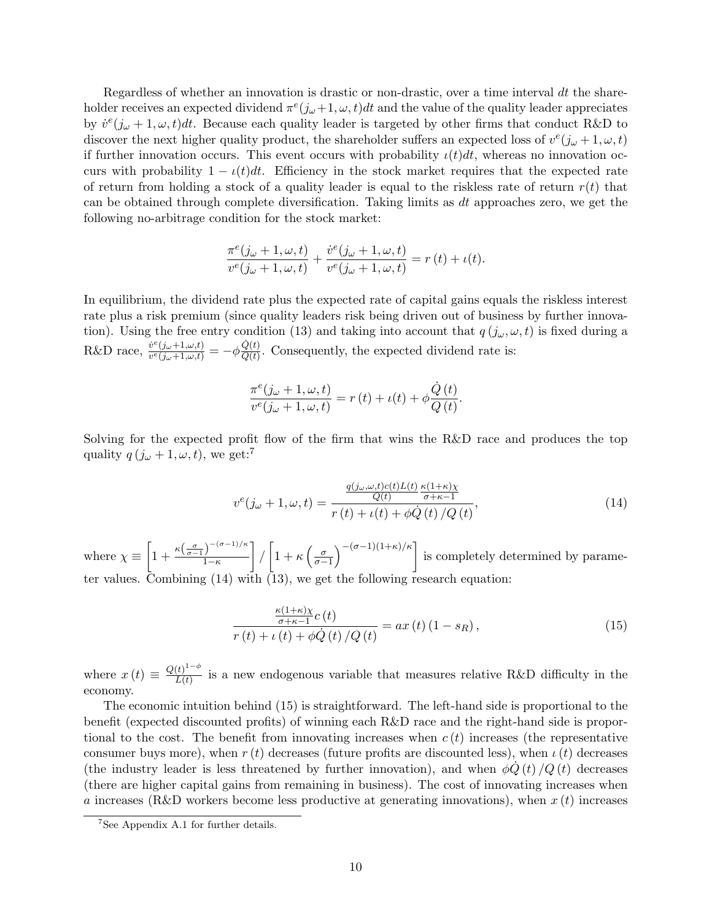Regardless of whether an innovation is drastic or non-drastic, over a time interval $dt$ the shareholder receives an expected dividend $\pi^e(j_\omega+1,\omega,t)dt$ and the value of the quality leader appreciates by $\dot{v}^e(j_\omega+1,\omega,t)dt$. Because each quality leader is targeted by other firms that conduct R&D to discover the next higher quality product, the shareholder suffers an expected loss of $v^e(j_\omega+1,\omega,t)$ if further innovation occurs. This event occurs with probability $\iota(t)dt$, whereas no innovation occurs with probability $1-\iota(t)dt$. Efficiency in the stock market requires that the expected rate of return from holding a stock of a quality leader is equal to the riskless rate of return $r(t)$ that can be obtained through complete diversification. Taking limits as $dt$ approaches zero, we get the following no-arbitrage condition for the stock market:

$$\frac{\pi^e(j_\omega+1,\omega,t)}{v^e(j_\omega+1,\omega,t)}+\frac{\dot{v}^e(j_\omega+1,\omega,t)}{v^e(j_\omega+1,\omega,t)}=r(t)+\iota(t).$$

In equilibrium, the dividend rate plus the expected rate of capital gains equals the riskless interest rate plus a risk premium (since quality leaders risk being driven out of business by further innovation). Using the free entry condition (13) and taking into account that $q(j_\omega,\omega,t)$ is fixed during a R&D race, $\frac{\dot{v}^e(j_\omega+1,\omega,t)}{v^e(j_\omega+1,\omega,t)}=-\phi\frac{\dot{Q}(t)}{Q(t)}$. Consequently, the expected dividend rate is:

$$\frac{\pi^e(j_\omega+1,\omega,t)}{v^e(j_\omega+1,\omega,t)}=r(t)+\iota(t)+\phi\frac{\dot{Q}(t)}{Q(t)}.$$

Solving for the expected profit flow of the firm that wins the R&D race and produces the top quality $q(j_\omega+1,\omega,t)$, we get:[7]

$$v^e(j_\omega+1,\omega,t)=\frac{\frac{q(j_\omega,\omega,t)c(t)L(t)}{Q(t)}\frac{\kappa(1+\kappa)\chi}{\sigma+\kappa-1}}{r(t)+\iota(t)+\phi\dot{Q}(t)/Q(t)},\tag{14}$$

where $\chi\equiv\left[1+\frac{\kappa\left(\frac{\sigma}{\sigma-1}\right)^{-(\sigma-1)/\kappa}}{1-\kappa}\right]/\left[1+\kappa\left(\frac{\sigma}{\sigma-1}\right)^{-(\sigma-1)(1+\kappa)/\kappa}\right]$ is completely determined by parameter values. Combining (14) with (13), we get the following research equation:

$$\frac{\frac{\kappa(1+\kappa)\chi}{\sigma+\kappa-1}c(t)}{r(t)+\iota(t)+\phi\dot{Q}(t)/Q(t)}=ax(t)(1-s_R),\tag{15}$$

where $x(t)\equiv\frac{Q(t)^{1-\phi}}{L(t)}$ is a new endogenous variable that measures relative R&D difficulty in the economy.

The economic intuition behind (15) is straightforward. The left-hand side is proportional to the benefit (expected discounted profits) of winning each R&D race and the right-hand side is proportional to the cost. The benefit from innovating increases when $c(t)$ increases (the representative consumer buys more), when $r(t)$ decreases (future profits are discounted less), when $\iota(t)$ decreases (the industry leader is less threatened by further innovation), and when $\phi\dot{Q}(t)/Q(t)$ decreases (there are higher capital gains from remaining in business). The cost of innovating increases when $a$ increases (R&D workers become less productive at generating innovations), when $x(t)$ increases

[7] See Appendix A.1 for further details.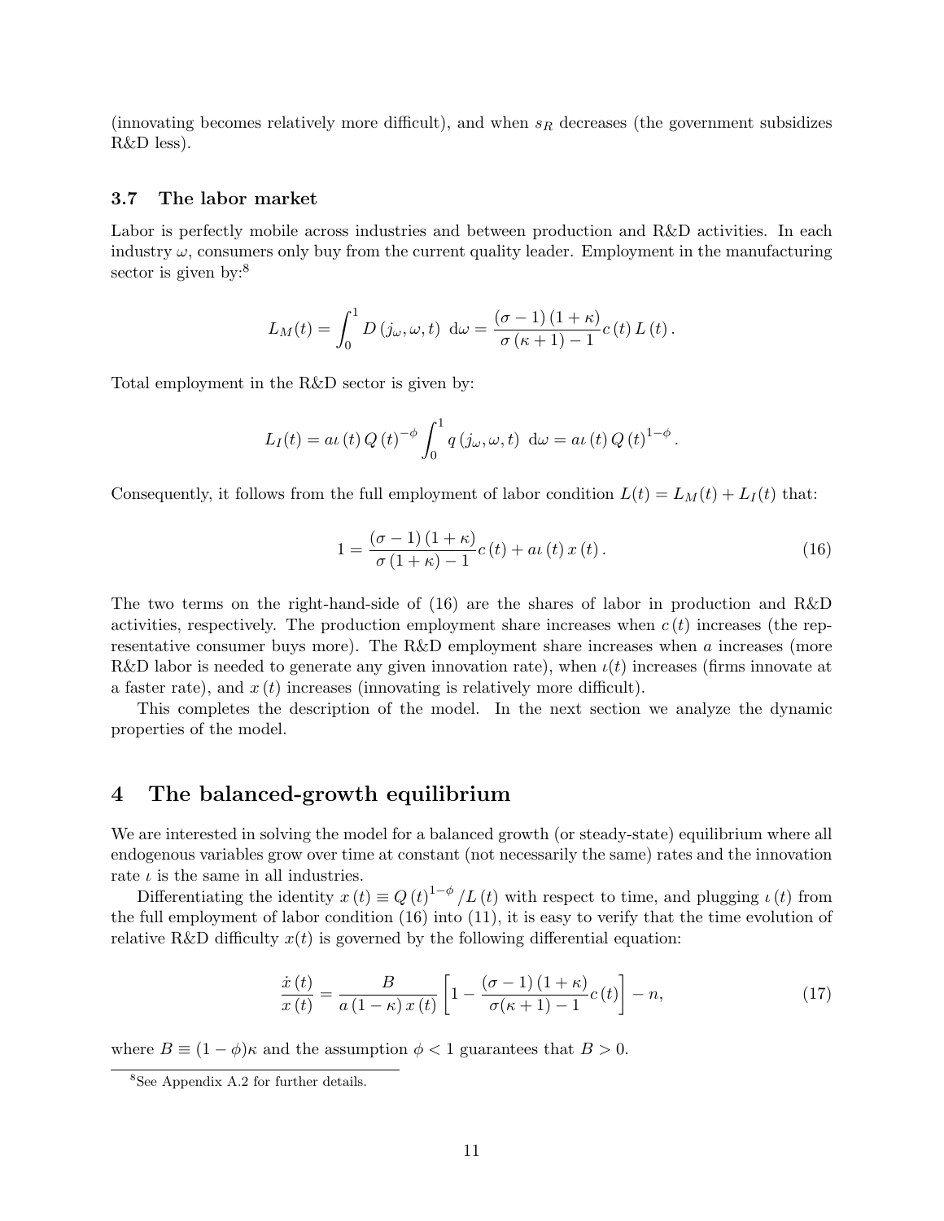(innovating becomes relatively more difficult), and when $s_R$ decreases (the government subsidizes R&D less).

### 3.7 The labor market

Labor is perfectly mobile across industries and between production and R&D activities. In each industry $\omega$, consumers only buy from the current quality leader. Employment in the manufacturing sector is given by:[8]

$$L_M(t) = \int_0^1 D\left(j_\omega, \omega, t\right) \, \mathrm{d}\omega = \frac{(\sigma - 1)(1 + \kappa)}{\sigma(\kappa + 1) - 1} c(t) L(t).$$

Total employment in the R&D sector is given by:

$$L_I(t) = a\iota(t) Q(t)^{-\phi} \int_0^1 q\left(j_\omega, \omega, t\right) \, \mathrm{d}\omega = a\iota(t) Q(t)^{1-\phi}.$$

Consequently, it follows from the full employment of labor condition $L(t) = L_M(t) + L_I(t)$ that:

$$1 = \frac{(\sigma - 1)(1 + \kappa)}{\sigma(1 + \kappa) - 1} c(t) + a\iota(t) x(t). \tag{16}$$

The two terms on the right-hand-side of (16) are the shares of labor in production and R&D activities, respectively. The production employment share increases when $c(t)$ increases (the representative consumer buys more). The R&D employment share increases when $a$ increases (more R&D labor is needed to generate any given innovation rate), when $\iota(t)$ increases (firms innovate at a faster rate), and $x(t)$ increases (innovating is relatively more difficult).

This completes the description of the model. In the next section we analyze the dynamic properties of the model.

## 4 The balanced-growth equilibrium

We are interested in solving the model for a balanced growth (or steady-state) equilibrium where all endogenous variables grow over time at constant (not necessarily the same) rates and the innovation rate $\iota$ is the same in all industries.

Differentiating the identity $x(t) \equiv Q(t)^{1-\phi}/L(t)$ with respect to time, and plugging $\iota(t)$ from the full employment of labor condition (16) into (11), it is easy to verify that the time evolution of relative R&D difficulty $x(t)$ is governed by the following differential equation:

$$\frac{\dot{x}(t)}{x(t)} = \frac{B}{a(1 - \kappa) x(t)} \left[1 - \frac{(\sigma - 1)(1 + \kappa)}{\sigma(\kappa + 1) - 1} c(t)\right] - n, \tag{17}$$

where $B \equiv (1 - \phi)\kappa$ and the assumption $\phi < 1$ guarantees that $B > 0$.

[8] See Appendix A.2 for further details.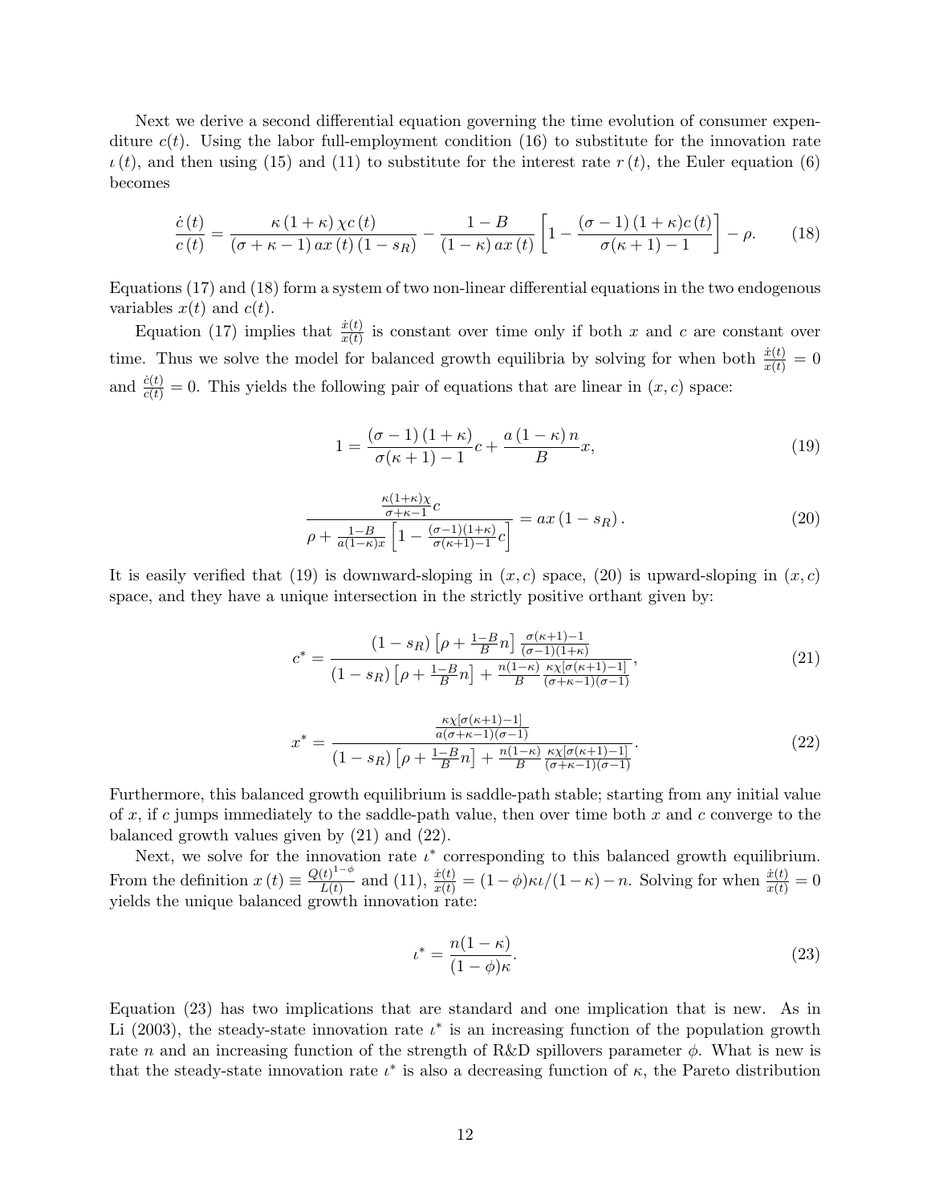Next we derive a second differential equation governing the time evolution of consumer expenditure $c(t)$. Using the labor full-employment condition (16) to substitute for the innovation rate $\iota(t)$, and then using (15) and (11) to substitute for the interest rate $r(t)$, the Euler equation (6) becomes

$$
\frac{\dot{c}(t)}{c(t)} = \frac{\kappa(1+\kappa)\chi c(t)}{(\sigma+\kappa-1)\,ax(t)(1-s_R)} - \frac{1-B}{(1-\kappa)\,ax(t)}\left[1 - \frac{(\sigma-1)(1+\kappa)c(t)}{\sigma(\kappa+1)-1}\right] - \rho. \tag{18}
$$

Equations (17) and (18) form a system of two non-linear differential equations in the two endogenous variables $x(t)$ and $c(t)$.

Equation (17) implies that $\frac{\dot{x}(t)}{x(t)}$ is constant over time only if both $x$ and $c$ are constant over time. Thus we solve the model for balanced growth equilibria by solving for when both $\frac{\dot{x}(t)}{x(t)} = 0$ and $\frac{\dot{c}(t)}{c(t)} = 0$. This yields the following pair of equations that are linear in $(x, c)$ space:

$$
1 = \frac{(\sigma-1)(1+\kappa)}{\sigma(\kappa+1)-1}c + \frac{a(1-\kappa)n}{B}x, \tag{19}
$$

$$
\frac{\frac{\kappa(1+\kappa)\chi}{\sigma+\kappa-1}c}{\rho + \frac{1-B}{a(1-\kappa)x}\left[1 - \frac{(\sigma-1)(1+\kappa)}{\sigma(\kappa+1)-1}c\right]} = ax(1-s_R). \tag{20}
$$

It is easily verified that (19) is downward-sloping in $(x, c)$ space, (20) is upward-sloping in $(x, c)$ space, and they have a unique intersection in the strictly positive orthant given by:

$$
c^* = \frac{(1-s_R)\left[\rho + \frac{1-B}{B}n\right]\frac{\sigma(\kappa+1)-1}{(\sigma-1)(1+\kappa)}}{(1-s_R)\left[\rho + \frac{1-B}{B}n\right] + \frac{n(1-\kappa)}{B}\frac{\kappa\chi[\sigma(\kappa+1)-1]}{(\sigma+\kappa-1)(\sigma-1)}}, \tag{21}
$$

$$
x^* = \frac{\frac{\kappa\chi[\sigma(\kappa+1)-1]}{a(\sigma+\kappa-1)(\sigma-1)}}{(1-s_R)\left[\rho + \frac{1-B}{B}n\right] + \frac{n(1-\kappa)}{B}\frac{\kappa\chi[\sigma(\kappa+1)-1]}{(\sigma+\kappa-1)(\sigma-1)}}. \tag{22}
$$

Furthermore, this balanced growth equilibrium is saddle-path stable; starting from any initial value of $x$, if $c$ jumps immediately to the saddle-path value, then over time both $x$ and $c$ converge to the balanced growth values given by (21) and (22).

Next, we solve for the innovation rate $\iota^*$ corresponding to this balanced growth equilibrium. From the definition $x(t) \equiv \frac{Q(t)^{1-\phi}}{L(t)}$ and (11), $\frac{\dot{x}(t)}{x(t)} = (1-\phi)\kappa\iota/(1-\kappa) - n$. Solving for when $\frac{\dot{x}(t)}{x(t)} = 0$ yields the unique balanced growth innovation rate:

$$
\iota^* = \frac{n(1-\kappa)}{(1-\phi)\kappa}. \tag{23}
$$

Equation (23) has two implications that are standard and one implication that is new. As in Li (2003), the steady-state innovation rate $\iota^*$ is an increasing function of the population growth rate $n$ and an increasing function of the strength of R&D spillovers parameter $\phi$. What is new is that the steady-state innovation rate $\iota^*$ is also a decreasing function of $\kappa$, the Pareto distribution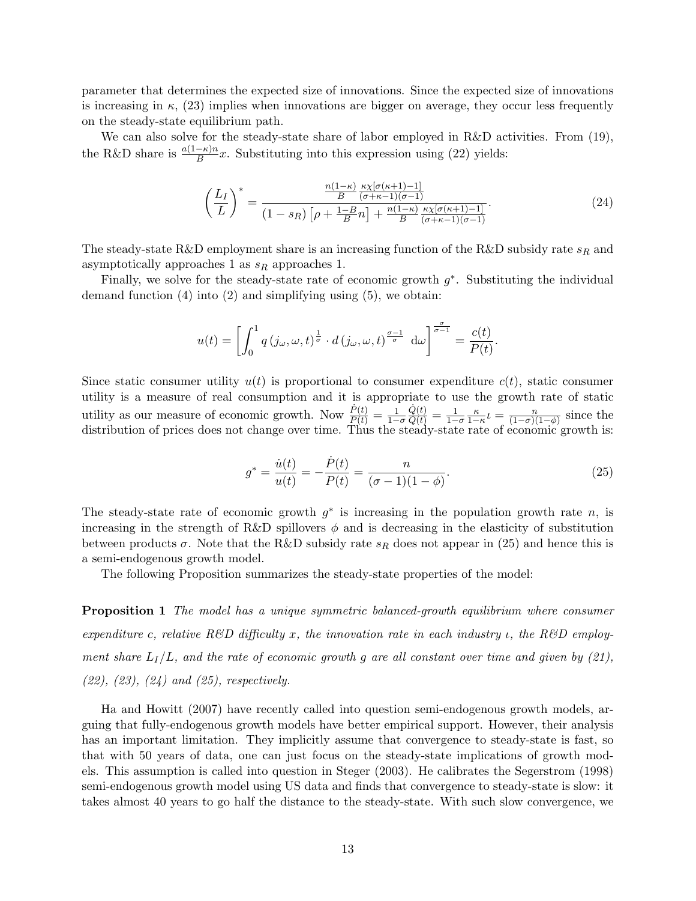parameter that determines the expected size of innovations. Since the expected size of innovations is increasing in $\kappa$, (23) implies when innovations are bigger on average, they occur less frequently on the steady-state equilibrium path.

We can also solve for the steady-state share of labor employed in R&D activities. From (19), the R&D share is $\frac{a(1-\kappa)n}{B}x$. Substituting into this expression using (22) yields:

$$\left(\frac{L_I}{L}\right)^* = \frac{\frac{n(1-\kappa)}{B}\frac{\kappa\chi[\sigma(\kappa+1)-1]}{(\sigma+\kappa-1)(\sigma-1)}}{(1-s_R)\left[\rho+\frac{1-B}{B}n\right]+\frac{n(1-\kappa)}{B}\frac{\kappa\chi[\sigma(\kappa+1)-1]}{(\sigma+\kappa-1)(\sigma-1)}}. \tag{24}$$

The steady-state R&D employment share is an increasing function of the R&D subsidy rate $s_R$ and asymptotically approaches 1 as $s_R$ approaches 1.

Finally, we solve for the steady-state rate of economic growth $g^*$. Substituting the individual demand function (4) into (2) and simplifying using (5), we obtain:

$$u(t) = \left[\int_0^1 q\left(j_\omega,\omega,t\right)^{\frac{1}{\sigma}} \cdot d\left(j_\omega,\omega,t\right)^{\frac{\sigma-1}{\sigma}}\ \mathrm{d}\omega\right]^{\frac{\sigma}{\sigma-1}} = \frac{c(t)}{P(t)}.$$

Since static consumer utility $u(t)$ is proportional to consumer expenditure $c(t)$, static consumer utility is a measure of real consumption and it is appropriate to use the growth rate of static utility as our measure of economic growth. Now $\frac{\dot{P}(t)}{P(t)} = \frac{1}{1-\sigma}\frac{\dot{Q}(t)}{Q(t)} = \frac{1}{1-\sigma}\frac{\kappa}{1-\kappa}\iota = \frac{n}{(1-\sigma)(1-\phi)}$ since the distribution of prices does not change over time. Thus the steady-state rate of economic growth is:

$$g^* = \frac{\dot{u}(t)}{u(t)} = -\frac{\dot{P}(t)}{P(t)} = \frac{n}{(\sigma-1)(1-\phi)}. \tag{25}$$

The steady-state rate of economic growth $g^*$ is increasing in the population growth rate $n$, is increasing in the strength of R&D spillovers $\phi$ and is decreasing in the elasticity of substitution between products $\sigma$. Note that the R&D subsidy rate $s_R$ does not appear in (25) and hence this is a semi-endogenous growth model.

The following Proposition summarizes the steady-state properties of the model:

**Proposition 1** *The model has a unique symmetric balanced-growth equilibrium where consumer expenditure $c$, relative R&D difficulty $x$, the innovation rate in each industry $\iota$, the R&D employment share $L_I/L$, and the rate of economic growth $g$ are all constant over time and given by (21), (22), (23), (24) and (25), respectively.*

Ha and Howitt (2007) have recently called into question semi-endogenous growth models, arguing that fully-endogenous growth models have better empirical support. However, their analysis has an important limitation. They implicitly assume that convergence to steady-state is fast, so that with 50 years of data, one can just focus on the steady-state implications of growth models. This assumption is called into question in Steger (2003). He calibrates the Segerstrom (1998) semi-endogenous growth model using US data and finds that convergence to steady-state is slow: it takes almost 40 years to go half the distance to the steady-state. With such slow convergence, we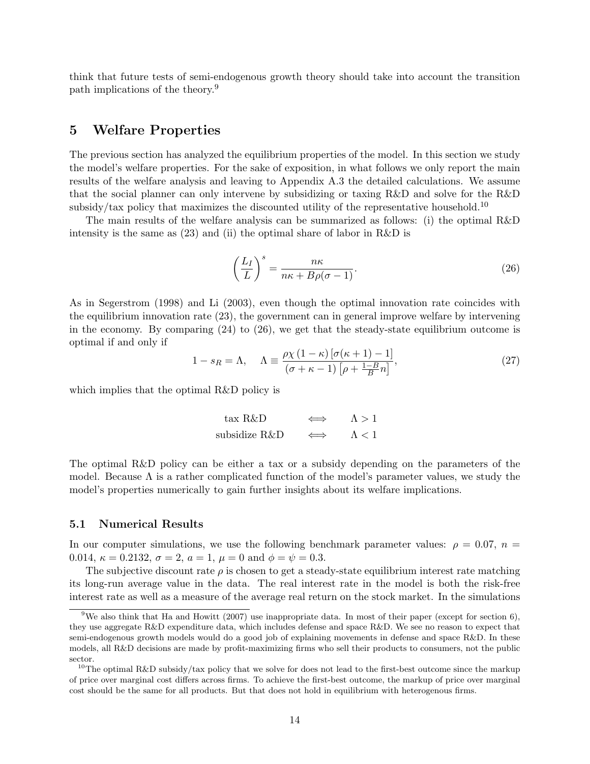think that future tests of semi-endogenous growth theory should take into account the transition path implications of the theory.[9]

## 5 Welfare Properties

The previous section has analyzed the equilibrium properties of the model. In this section we study the model's welfare properties. For the sake of exposition, in what follows we only report the main results of the welfare analysis and leaving to Appendix A.3 the detailed calculations. We assume that the social planner can only intervene by subsidizing or taxing R&D and solve for the R&D subsidy/tax policy that maximizes the discounted utility of the representative household.[10]

The main results of the welfare analysis can be summarized as follows: (i) the optimal R&D intensity is the same as (23) and (ii) the optimal share of labor in R&D is

$$\left(\frac{L_I}{L}\right)^s = \frac{n\kappa}{n\kappa + B\rho(\sigma - 1)}. \tag{26}$$

As in Segerstrom (1998) and Li (2003), even though the optimal innovation rate coincides with the equilibrium innovation rate (23), the government can in general improve welfare by intervening in the economy. By comparing (24) to (26), we get that the steady-state equilibrium outcome is optimal if and only if

$$1 - s_R = \Lambda, \quad \Lambda \equiv \frac{\rho\chi(1-\kappa)\left[\sigma(\kappa+1) - 1\right]}{(\sigma + \kappa - 1)\left[\rho + \frac{1-B}{B}n\right]}, \tag{27}$$

which implies that the optimal R&D policy is

$$\begin{array}{ccc} \text{tax R\&D} & \Longleftrightarrow & \Lambda > 1 \\ \text{subsidize R\&D} & \Longleftrightarrow & \Lambda < 1 \end{array}$$

The optimal R&D policy can be either a tax or a subsidy depending on the parameters of the model. Because $\Lambda$ is a rather complicated function of the model's parameter values, we study the model's properties numerically to gain further insights about its welfare implications.

### 5.1 Numerical Results

In our computer simulations, we use the following benchmark parameter values: $\rho = 0.07$, $n = 0.014$, $\kappa = 0.2132$, $\sigma = 2$, $a = 1$, $\mu = 0$ and $\phi = \psi = 0.3$.

The subjective discount rate $\rho$ is chosen to get a steady-state equilibrium interest rate matching its long-run average value in the data. The real interest rate in the model is both the risk-free interest rate as well as a measure of the average real return on the stock market. In the simulations

[9] We also think that Ha and Howitt (2007) use inappropriate data. In most of their paper (except for section 6), they use aggregate R&D expenditure data, which includes defense and space R&D. We see no reason to expect that semi-endogenous growth models would do a good job of explaining movements in defense and space R&D. In these models, all R&D decisions are made by profit-maximizing firms who sell their products to consumers, not the public sector.

[10] The optimal R&D subsidy/tax policy that we solve for does not lead to the first-best outcome since the markup of price over marginal cost differs across firms. To achieve the first-best outcome, the markup of price over marginal cost should be the same for all products. But that does not hold in equilibrium with heterogenous firms.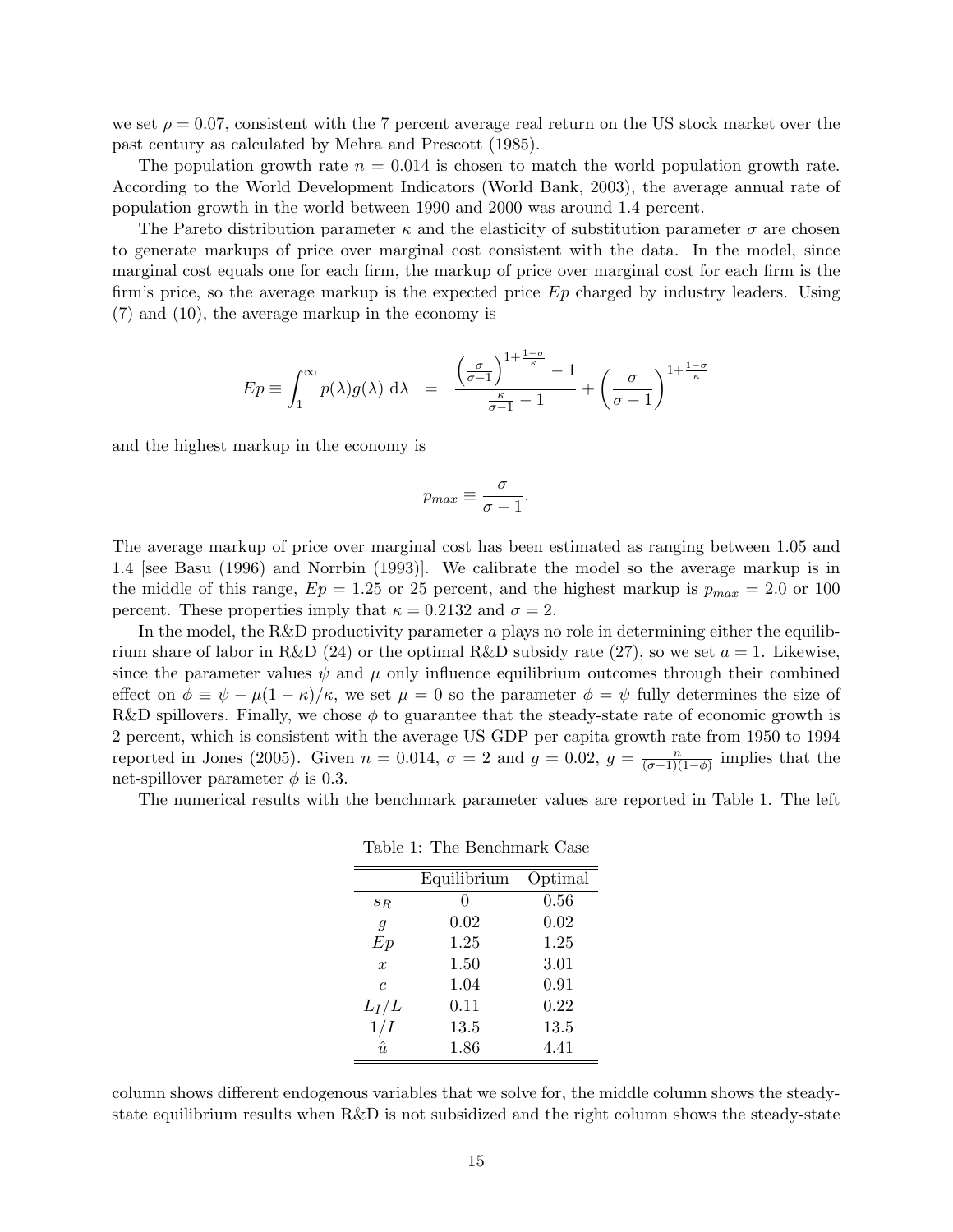we set $\rho = 0.07$, consistent with the 7 percent average real return on the US stock market over the past century as calculated by Mehra and Prescott (1985).

The population growth rate $n = 0.014$ is chosen to match the world population growth rate. According to the World Development Indicators (World Bank, 2003), the average annual rate of population growth in the world between 1990 and 2000 was around 1.4 percent.

The Pareto distribution parameter $\kappa$ and the elasticity of substitution parameter $\sigma$ are chosen to generate markups of price over marginal cost consistent with the data. In the model, since marginal cost equals one for each firm, the markup of price over marginal cost for each firm is the firm's price, so the average markup is the expected price $Ep$ charged by industry leaders. Using (7) and (10), the average markup in the economy is

$$Ep \equiv \int_1^\infty p(\lambda) g(\lambda)\ \mathrm{d}\lambda \quad = \quad \frac{\left(\frac{\sigma}{\sigma-1}\right)^{1+\frac{1-\sigma}{\kappa}} - 1}{\frac{\kappa}{\sigma-1} - 1} + \left(\frac{\sigma}{\sigma-1}\right)^{1+\frac{1-\sigma}{\kappa}}$$

and the highest markup in the economy is

$$p_{max} \equiv \frac{\sigma}{\sigma - 1}.$$

The average markup of price over marginal cost has been estimated as ranging between 1.05 and 1.4 [see Basu (1996) and Norrbin (1993)]. We calibrate the model so the average markup is in the middle of this range, $Ep = 1.25$ or 25 percent, and the highest markup is $p_{max} = 2.0$ or 100 percent. These properties imply that $\kappa = 0.2132$ and $\sigma = 2$.

In the model, the R&D productivity parameter $a$ plays no role in determining either the equilibrium share of labor in R&D (24) or the optimal R&D subsidy rate (27), so we set $a = 1$. Likewise, since the parameter values $\psi$ and $\mu$ only influence equilibrium outcomes through their combined effect on $\phi \equiv \psi - \mu(1-\kappa)/\kappa$, we set $\mu = 0$ so the parameter $\phi = \psi$ fully determines the size of R&D spillovers. Finally, we chose $\phi$ to guarantee that the steady-state rate of economic growth is 2 percent, which is consistent with the average US GDP per capita growth rate from 1950 to 1994 reported in Jones (2005). Given $n = 0.014$, $\sigma = 2$ and $g = 0.02$, $g = \frac{n}{(\sigma-1)(1-\phi)}$ implies that the net-spillover parameter $\phi$ is 0.3.

The numerical results with the benchmark parameter values are reported in Table 1. The left

Table 1: The Benchmark Case

| | Equilibrium | Optimal |
|---|---|---|
| $s_R$ | 0 | 0.56 |
| $g$ | 0.02 | 0.02 |
| $Ep$ | 1.25 | 1.25 |
| $x$ | 1.50 | 3.01 |
| $c$ | 1.04 | 0.91 |
| $L_I/L$ | 0.11 | 0.22 |
| $1/I$ | 13.5 | 13.5 |
| $\hat{u}$ | 1.86 | 4.41 |

column shows different endogenous variables that we solve for, the middle column shows the steady-state equilibrium results when R&D is not subsidized and the right column shows the steady-state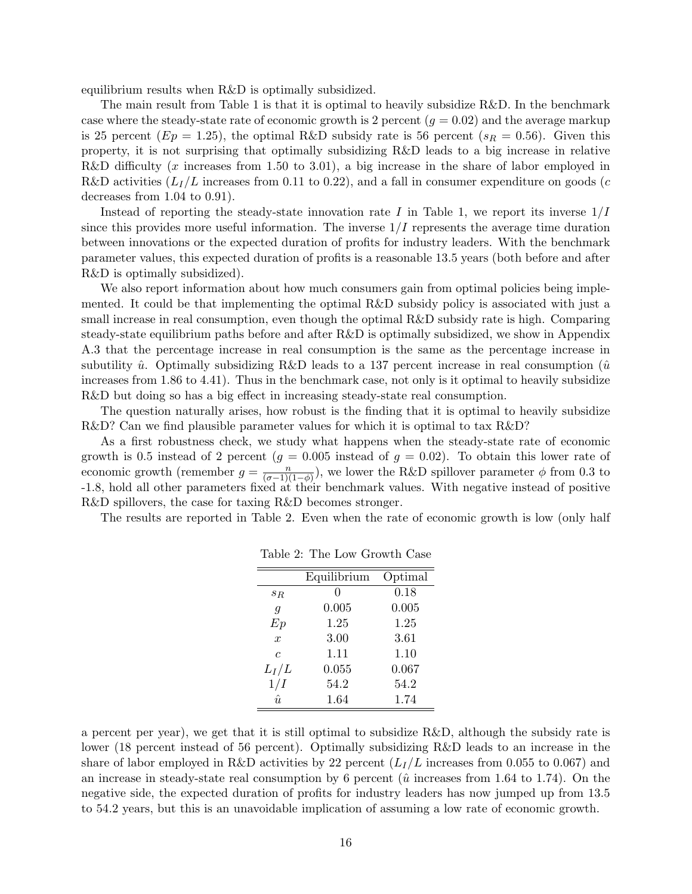equilibrium results when R&D is optimally subsidized.

The main result from Table 1 is that it is optimal to heavily subsidize R&D. In the benchmark case where the steady-state rate of economic growth is 2 percent ($g = 0.02$) and the average markup is 25 percent ($Ep = 1.25$), the optimal R&D subsidy rate is 56 percent ($s_R = 0.56$). Given this property, it is not surprising that optimally subsidizing R&D leads to a big increase in relative R&D difficulty ($x$ increases from 1.50 to 3.01), a big increase in the share of labor employed in R&D activities ($L_I/L$ increases from 0.11 to 0.22), and a fall in consumer expenditure on goods ($c$ decreases from 1.04 to 0.91).

Instead of reporting the steady-state innovation rate $I$ in Table 1, we report its inverse $1/I$ since this provides more useful information. The inverse $1/I$ represents the average time duration between innovations or the expected duration of profits for industry leaders. With the benchmark parameter values, this expected duration of profits is a reasonable 13.5 years (both before and after R&D is optimally subsidized).

We also report information about how much consumers gain from optimal policies being implemented. It could be that implementing the optimal R&D subsidy policy is associated with just a small increase in real consumption, even though the optimal R&D subsidy rate is high. Comparing steady-state equilibrium paths before and after R&D is optimally subsidized, we show in Appendix A.3 that the percentage increase in real consumption is the same as the percentage increase in subutility $\hat{u}$. Optimally subsidizing R&D leads to a 137 percent increase in real consumption ($\hat{u}$ increases from 1.86 to 4.41). Thus in the benchmark case, not only is it optimal to heavily subsidize R&D but doing so has a big effect in increasing steady-state real consumption.

The question naturally arises, how robust is the finding that it is optimal to heavily subsidize R&D? Can we find plausible parameter values for which it is optimal to tax R&D?

As a first robustness check, we study what happens when the steady-state rate of economic growth is 0.5 instead of 2 percent ($g = 0.005$ instead of $g = 0.02$). To obtain this lower rate of economic growth (remember $g = \frac{n}{(\sigma-1)(1-\phi)}$), we lower the R&D spillover parameter $\phi$ from 0.3 to -1.8, hold all other parameters fixed at their benchmark values. With negative instead of positive R&D spillovers, the case for taxing R&D becomes stronger.

The results are reported in Table 2. Even when the rate of economic growth is low (only half a percent per year), we get that it is still optimal to subsidize R&D, although the subsidy rate is lower (18 percent instead of 56 percent). Optimally subsidizing R&D leads to an increase in the share of labor employed in R&D activities by 22 percent ($L_I/L$ increases from 0.055 to 0.067) and an increase in steady-state real consumption by 6 percent ($\hat{u}$ increases from 1.64 to 1.74). On the negative side, the expected duration of profits for industry leaders has now jumped up from 13.5 to 54.2 years, but this is an unavoidable implication of assuming a low rate of economic growth.

Table 2: The Low Growth Case

| | Equilibrium | Optimal |
|---|---|---|
| $s_R$ | 0 | 0.18 |
| $g$ | 0.005 | 0.005 |
| $Ep$ | 1.25 | 1.25 |
| $x$ | 3.00 | 3.61 |
| $c$ | 1.11 | 1.10 |
| $L_I/L$ | 0.055 | 0.067 |
| $1/I$ | 54.2 | 54.2 |
| $\hat{u}$ | 1.64 | 1.74 |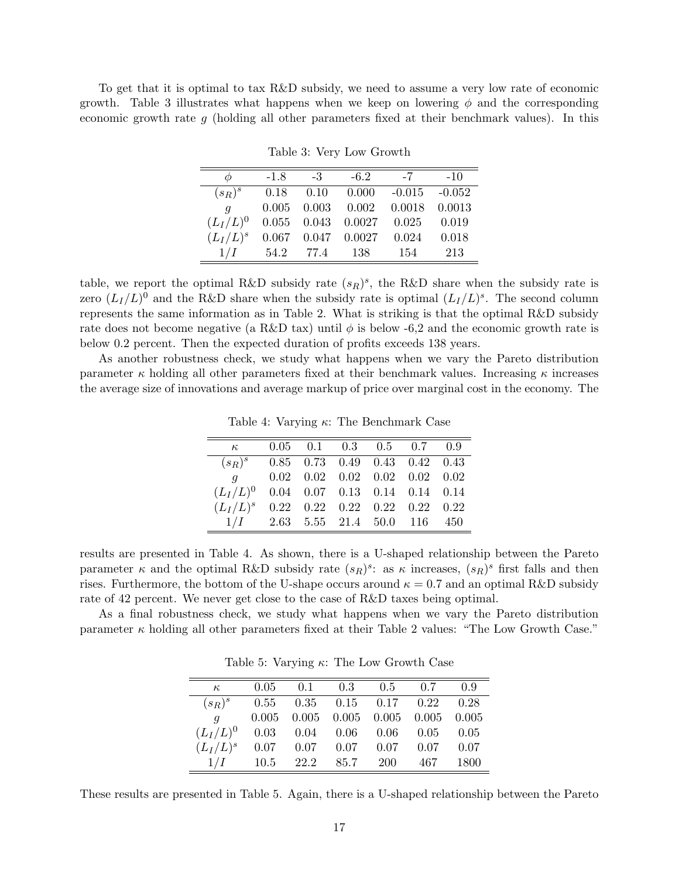To get that it is optimal to tax R&D subsidy, we need to assume a very low rate of economic growth. Table 3 illustrates what happens when we keep on lowering $\phi$ and the corresponding economic growth rate $g$ (holding all other parameters fixed at their benchmark values). In this table, we report the optimal R&D subsidy rate $(s_R)^s$, the R&D share when the subsidy rate is zero $(L_I/L)^0$ and the R&D share when the subsidy rate is optimal $(L_I/L)^s$. The second column represents the same information as in Table 2. What is striking is that the optimal R&D subsidy rate does not become negative (a R&D tax) until $\phi$ is below -6,2 and the economic growth rate is below 0.2 percent. Then the expected duration of profits exceeds 138 years.

Table 3: Very Low Growth

| $\phi$ | -1.8 | -3 | -6.2 | -7 | -10 |
|---|---|---|---|---|---|
| $(s_R)^s$ | 0.18 | 0.10 | 0.000 | -0.015 | -0.052 |
| $g$ | 0.005 | 0.003 | 0.002 | 0.0018 | 0.0013 |
| $(L_I/L)^0$ | 0.055 | 0.043 | 0.0027 | 0.025 | 0.019 |
| $(L_I/L)^s$ | 0.067 | 0.047 | 0.0027 | 0.024 | 0.018 |
| $1/I$ | 54.2 | 77.4 | 138 | 154 | 213 |

As another robustness check, we study what happens when we vary the Pareto distribution parameter $\kappa$ holding all other parameters fixed at their benchmark values. Increasing $\kappa$ increases the average size of innovations and average markup of price over marginal cost in the economy. The results are presented in Table 4. As shown, there is a U-shaped relationship between the Pareto parameter $\kappa$ and the optimal R&D subsidy rate $(s_R)^s$: as $\kappa$ increases, $(s_R)^s$ first falls and then rises. Furthermore, the bottom of the U-shape occurs around $\kappa = 0.7$ and an optimal R&D subsidy rate of 42 percent. We never get close to the case of R&D taxes being optimal.

Table 4: Varying $\kappa$: The Benchmark Case

| $\kappa$ | 0.05 | 0.1 | 0.3 | 0.5 | 0.7 | 0.9 |
|---|---|---|---|---|---|---|
| $(s_R)^s$ | 0.85 | 0.73 | 0.49 | 0.43 | 0.42 | 0.43 |
| $g$ | 0.02 | 0.02 | 0.02 | 0.02 | 0.02 | 0.02 |
| $(L_I/L)^0$ | 0.04 | 0.07 | 0.13 | 0.14 | 0.14 | 0.14 |
| $(L_I/L)^s$ | 0.22 | 0.22 | 0.22 | 0.22 | 0.22 | 0.22 |
| $1/I$ | 2.63 | 5.55 | 21.4 | 50.0 | 116 | 450 |

As a final robustness check, we study what happens when we vary the Pareto distribution parameter $\kappa$ holding all other parameters fixed at their Table 2 values: "The Low Growth Case."

Table 5: Varying $\kappa$: The Low Growth Case

| $\kappa$ | 0.05 | 0.1 | 0.3 | 0.5 | 0.7 | 0.9 |
|---|---|---|---|---|---|---|
| $(s_R)^s$ | 0.55 | 0.35 | 0.15 | 0.17 | 0.22 | 0.28 |
| $g$ | 0.005 | 0.005 | 0.005 | 0.005 | 0.005 | 0.005 |
| $(L_I/L)^0$ | 0.03 | 0.04 | 0.06 | 0.06 | 0.05 | 0.05 |
| $(L_I/L)^s$ | 0.07 | 0.07 | 0.07 | 0.07 | 0.07 | 0.07 |
| $1/I$ | 10.5 | 22.2 | 85.7 | 200 | 467 | 1800 |

These results are presented in Table 5. Again, there is a U-shaped relationship between the Pareto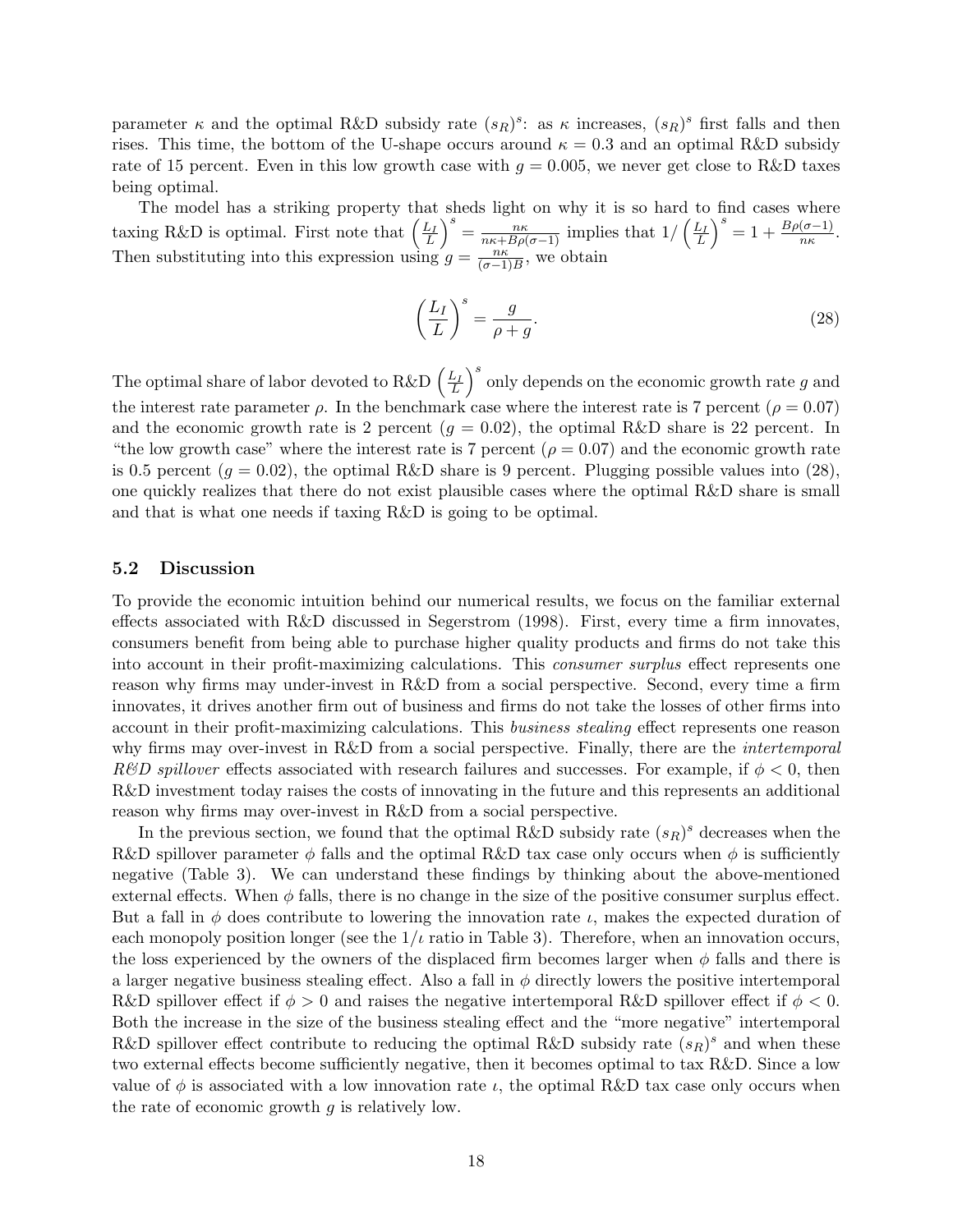parameter $\kappa$ and the optimal R&D subsidy rate $(s_R)^s$: as $\kappa$ increases, $(s_R)^s$ first falls and then rises. This time, the bottom of the U-shape occurs around $\kappa = 0.3$ and an optimal R&D subsidy rate of 15 percent. Even in this low growth case with $g = 0.005$, we never get close to R&D taxes being optimal.

The model has a striking property that sheds light on why it is so hard to find cases where taxing R&D is optimal. First note that $\left(\frac{L_I}{L}\right)^s = \frac{n\kappa}{n\kappa + B\rho(\sigma-1)}$ implies that $1/\left(\frac{L_I}{L}\right)^s = 1 + \frac{B\rho(\sigma-1)}{n\kappa}$. Then substituting into this expression using $g = \frac{n\kappa}{(\sigma-1)B}$, we obtain

$$\left(\frac{L_I}{L}\right)^s = \frac{g}{\rho + g}. \tag{28}$$

The optimal share of labor devoted to R&D $\left(\frac{L_I}{L}\right)^s$ only depends on the economic growth rate $g$ and the interest rate parameter $\rho$. In the benchmark case where the interest rate is 7 percent ($\rho = 0.07$) and the economic growth rate is 2 percent ($g = 0.02$), the optimal R&D share is 22 percent. In "the low growth case" where the interest rate is 7 percent ($\rho = 0.07$) and the economic growth rate is 0.5 percent ($g = 0.02$), the optimal R&D share is 9 percent. Plugging possible values into (28), one quickly realizes that there do not exist plausible cases where the optimal R&D share is small and that is what one needs if taxing R&D is going to be optimal.

### 5.2 Discussion

To provide the economic intuition behind our numerical results, we focus on the familiar external effects associated with R&D discussed in Segerstrom (1998). First, every time a firm innovates, consumers benefit from being able to purchase higher quality products and firms do not take this into account in their profit-maximizing calculations. This *consumer surplus* effect represents one reason why firms may under-invest in R&D from a social perspective. Second, every time a firm innovates, it drives another firm out of business and firms do not take the losses of other firms into account in their profit-maximizing calculations. This *business stealing* effect represents one reason why firms may over-invest in R&D from a social perspective. Finally, there are the *intertemporal R&D spillover* effects associated with research failures and successes. For example, if $\phi < 0$, then R&D investment today raises the costs of innovating in the future and this represents an additional reason why firms may over-invest in R&D from a social perspective.

In the previous section, we found that the optimal R&D subsidy rate $(s_R)^s$ decreases when the R&D spillover parameter $\phi$ falls and the optimal R&D tax case only occurs when $\phi$ is sufficiently negative (Table 3). We can understand these findings by thinking about the above-mentioned external effects. When $\phi$ falls, there is no change in the size of the positive consumer surplus effect. But a fall in $\phi$ does contribute to lowering the innovation rate $\iota$, makes the expected duration of each monopoly position longer (see the $1/\iota$ ratio in Table 3). Therefore, when an innovation occurs, the loss experienced by the owners of the displaced firm becomes larger when $\phi$ falls and there is a larger negative business stealing effect. Also a fall in $\phi$ directly lowers the positive intertemporal R&D spillover effect if $\phi > 0$ and raises the negative intertemporal R&D spillover effect if $\phi < 0$. Both the increase in the size of the business stealing effect and the "more negative" intertemporal R&D spillover effect contribute to reducing the optimal R&D subsidy rate $(s_R)^s$ and when these two external effects become sufficiently negative, then it becomes optimal to tax R&D. Since a low value of $\phi$ is associated with a low innovation rate $\iota$, the optimal R&D tax case only occurs when the rate of economic growth $g$ is relatively low.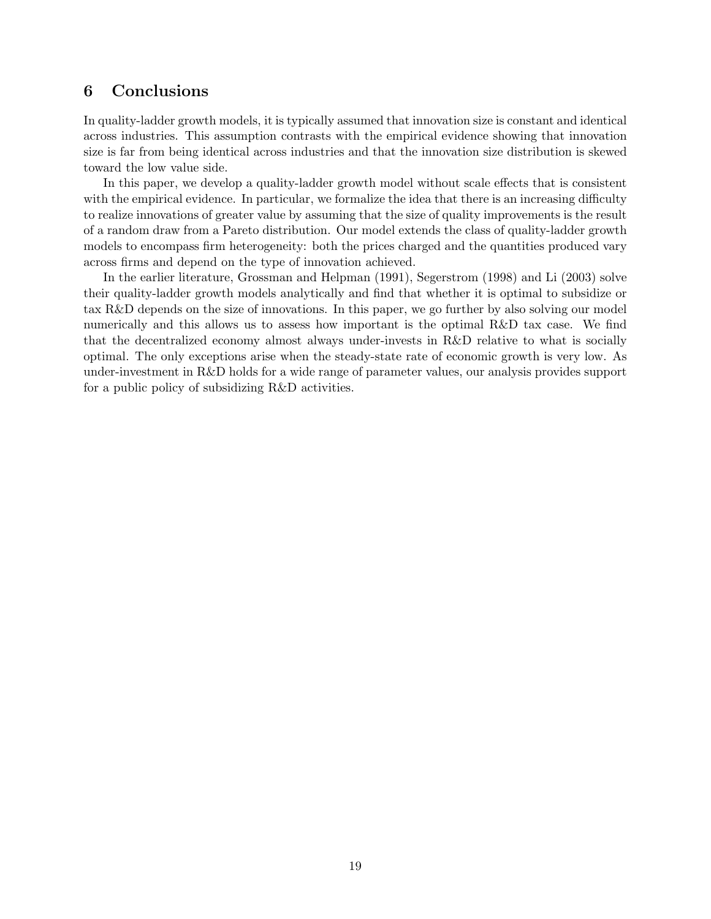## 6 Conclusions

In quality-ladder growth models, it is typically assumed that innovation size is constant and identical across industries. This assumption contrasts with the empirical evidence showing that innovation size is far from being identical across industries and that the innovation size distribution is skewed toward the low value side.

In this paper, we develop a quality-ladder growth model without scale effects that is consistent with the empirical evidence. In particular, we formalize the idea that there is an increasing difficulty to realize innovations of greater value by assuming that the size of quality improvements is the result of a random draw from a Pareto distribution. Our model extends the class of quality-ladder growth models to encompass firm heterogeneity: both the prices charged and the quantities produced vary across firms and depend on the type of innovation achieved.

In the earlier literature, Grossman and Helpman (1991), Segerstrom (1998) and Li (2003) solve their quality-ladder growth models analytically and find that whether it is optimal to subsidize or tax R&D depends on the size of innovations. In this paper, we go further by also solving our model numerically and this allows us to assess how important is the optimal R&D tax case. We find that the decentralized economy almost always under-invests in R&D relative to what is socially optimal. The only exceptions arise when the steady-state rate of economic growth is very low. As under-investment in R&D holds for a wide range of parameter values, our analysis provides support for a public policy of subsidizing R&D activities.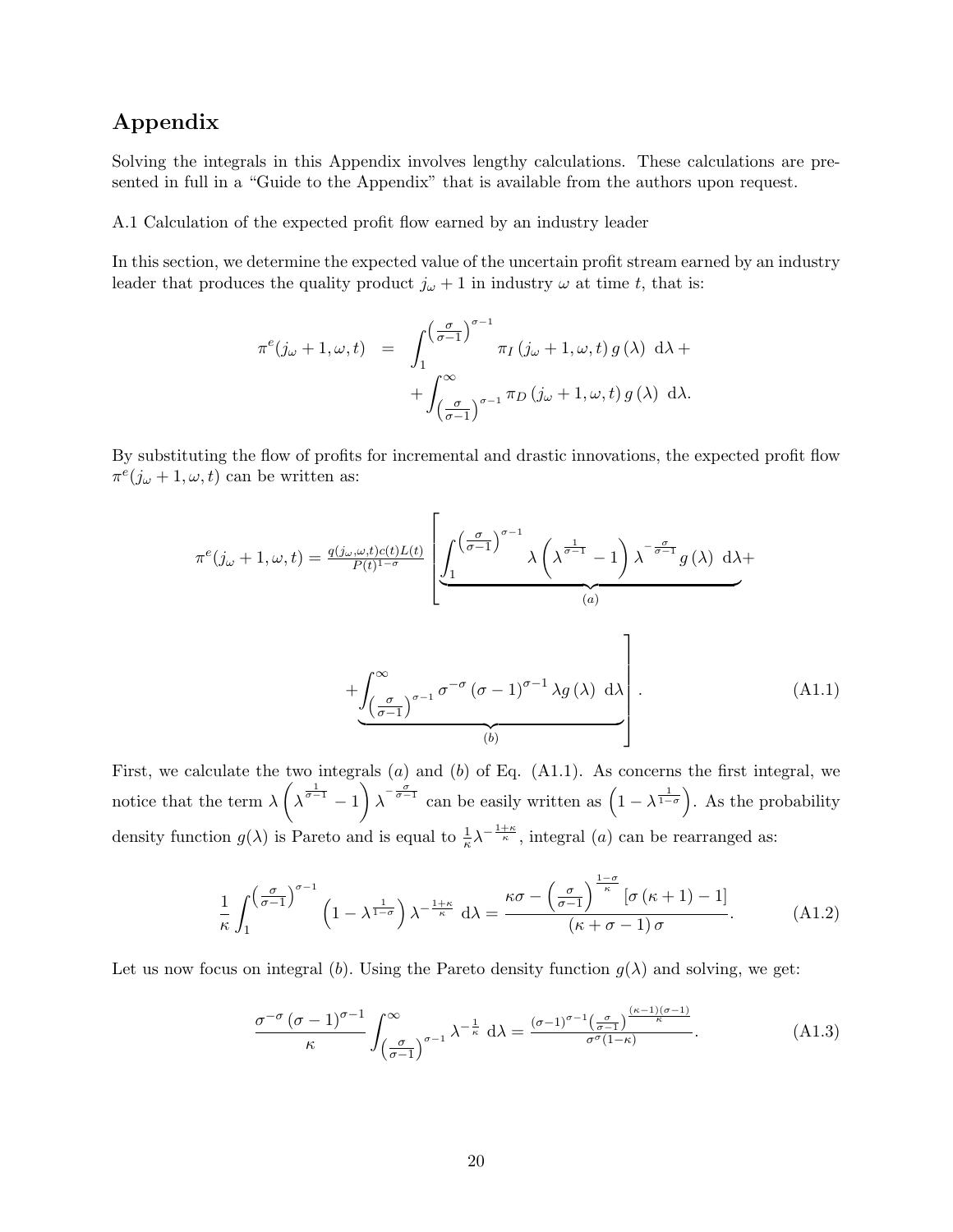# Appendix

Solving the integrals in this Appendix involves lengthy calculations. These calculations are presented in full in a "Guide to the Appendix" that is available from the authors upon request.

A.1 Calculation of the expected profit flow earned by an industry leader

In this section, we determine the expected value of the uncertain profit stream earned by an industry leader that produces the quality product $j_\omega + 1$ in industry $\omega$ at time $t$, that is:

$$
\begin{aligned}
\pi^e(j_\omega + 1, \omega, t) &= \int_1^{\left(\frac{\sigma}{\sigma-1}\right)^{\sigma-1}} \pi_I\left(j_\omega + 1, \omega, t\right) g\left(\lambda\right)\ \mathrm{d}\lambda + \\
&\quad + \int_{\left(\frac{\sigma}{\sigma-1}\right)^{\sigma-1}}^{\infty} \pi_D\left(j_\omega + 1, \omega, t\right) g\left(\lambda\right)\ \mathrm{d}\lambda.
\end{aligned}
$$

By substituting the flow of profits for incremental and drastic innovations, the expected profit flow $\pi^e(j_\omega + 1, \omega, t)$ can be written as:

$$
\pi^e(j_\omega + 1, \omega, t) = \tfrac{q(j_\omega,\omega,t)c(t)L(t)}{P(t)^{1-\sigma}} \left[ \underbrace{\int_1^{\left(\frac{\sigma}{\sigma-1}\right)^{\sigma-1}} \lambda \left(\lambda^{\frac{1}{\sigma-1}} - 1\right) \lambda^{-\frac{\sigma}{\sigma-1}} g\left(\lambda\right)\ \mathrm{d}\lambda}_{(a)} + \underbrace{\int_{\left(\frac{\sigma}{\sigma-1}\right)^{\sigma-1}}^{\infty} \sigma^{-\sigma} \left(\sigma - 1\right)^{\sigma-1} \lambda g\left(\lambda\right)\ \mathrm{d}\lambda}_{(b)} \right]. \tag{A1.1}
$$

First, we calculate the two integrals $(a)$ and $(b)$ of Eq. (A1.1). As concerns the first integral, we notice that the term $\lambda\left(\lambda^{\frac{1}{\sigma-1}} - 1\right)\lambda^{-\frac{\sigma}{\sigma-1}}$ can be easily written as $\left(1 - \lambda^{\frac{1}{1-\sigma}}\right)$. As the probability density function $g(\lambda)$ is Pareto and is equal to $\frac{1}{\kappa}\lambda^{-\frac{1+\kappa}{\kappa}}$, integral $(a)$ can be rearranged as:

$$
\frac{1}{\kappa} \int_1^{\left(\frac{\sigma}{\sigma-1}\right)^{\sigma-1}} \left(1 - \lambda^{\frac{1}{1-\sigma}}\right) \lambda^{-\frac{1+\kappa}{\kappa}}\ \mathrm{d}\lambda = \frac{\kappa\sigma - \left(\frac{\sigma}{\sigma-1}\right)^{\frac{1-\sigma}{\kappa}} \left[\sigma\left(\kappa + 1\right) - 1\right]}{\left(\kappa + \sigma - 1\right)\sigma}. \tag{A1.2}
$$

Let us now focus on integral $(b)$. Using the Pareto density function $g(\lambda)$ and solving, we get:

$$
\frac{\sigma^{-\sigma}\left(\sigma - 1\right)^{\sigma-1}}{\kappa} \int_{\left(\frac{\sigma}{\sigma-1}\right)^{\sigma-1}}^{\infty} \lambda^{-\frac{1}{\kappa}}\ \mathrm{d}\lambda = \tfrac{(\sigma-1)^{\sigma-1}\left(\frac{\sigma}{\sigma-1}\right)^{\frac{(\kappa-1)(\sigma-1)}{\kappa}}}{\sigma^{\sigma}(1-\kappa)}. \tag{A1.3}
$$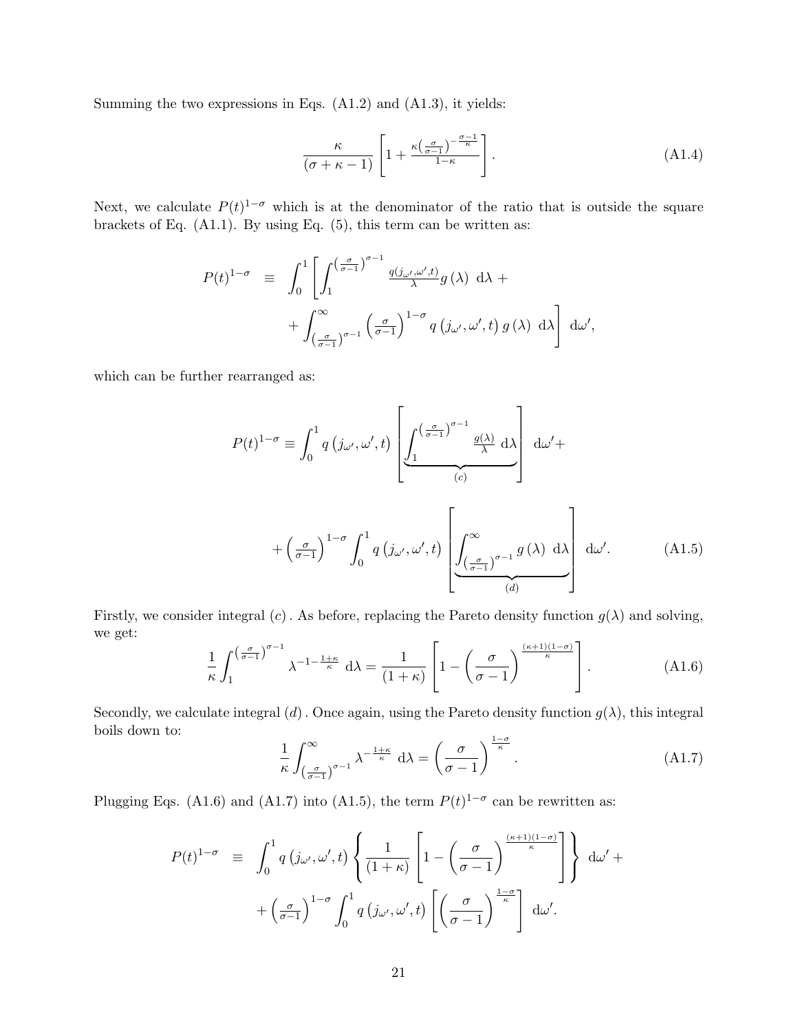Summing the two expressions in Eqs. (A1.2) and (A1.3), it yields:

$$\frac{\kappa}{(\sigma+\kappa-1)}\left[1+\frac{\kappa\left(\frac{\sigma}{\sigma-1}\right)^{-\frac{\sigma-1}{\kappa}}}{1-\kappa}\right]. \tag{A1.4}$$

Next, we calculate $P(t)^{1-\sigma}$ which is at the denominator of the ratio that is outside the square brackets of Eq. (A1.1). By using Eq. (5), this term can be written as:

$$\begin{aligned} P(t)^{1-\sigma} \equiv & \int_0^1 \left[\int_1^{\left(\frac{\sigma}{\sigma-1}\right)^{\sigma-1}} \frac{q(j_{\omega'},\omega',t)}{\lambda} g(\lambda)\ \mathrm{d}\lambda + \right. \\ & \left. + \int_{\left(\frac{\sigma}{\sigma-1}\right)^{\sigma-1}}^{\infty} \left(\frac{\sigma}{\sigma-1}\right)^{1-\sigma} q\left(j_{\omega'},\omega',t\right) g\left(\lambda\right)\ \mathrm{d}\lambda\right]\ \mathrm{d}\omega', \end{aligned}$$

which can be further rearranged as:

$$P(t)^{1-\sigma} \equiv \int_0^1 q\left(j_{\omega'},\omega',t\right)\left[\underbrace{\int_1^{\left(\frac{\sigma}{\sigma-1}\right)^{\sigma-1}} \frac{g(\lambda)}{\lambda}\ \mathrm{d}\lambda}_{(c)}\right]\ \mathrm{d}\omega' +$$

$$+\left(\frac{\sigma}{\sigma-1}\right)^{1-\sigma}\int_0^1 q\left(j_{\omega'},\omega',t\right)\left[\underbrace{\int_{\left(\frac{\sigma}{\sigma-1}\right)^{\sigma-1}}^{\infty} g\left(\lambda\right)\ \mathrm{d}\lambda}_{(d)}\right]\ \mathrm{d}\omega'. \tag{A1.5}$$

Firstly, we consider integral $(c)$. As before, replacing the Pareto density function $g(\lambda)$ and solving, we get:

$$\frac{1}{\kappa}\int_1^{\left(\frac{\sigma}{\sigma-1}\right)^{\sigma-1}} \lambda^{-1-\frac{1+\kappa}{\kappa}}\ \mathrm{d}\lambda = \frac{1}{(1+\kappa)}\left[1-\left(\frac{\sigma}{\sigma-1}\right)^{\frac{(\kappa+1)(1-\sigma)}{\kappa}}\right]. \tag{A1.6}$$

Secondly, we calculate integral $(d)$. Once again, using the Pareto density function $g(\lambda)$, this integral boils down to:

$$\frac{1}{\kappa}\int_{\left(\frac{\sigma}{\sigma-1}\right)^{\sigma-1}}^{\infty} \lambda^{-\frac{1+\kappa}{\kappa}}\ \mathrm{d}\lambda = \left(\frac{\sigma}{\sigma-1}\right)^{\frac{1-\sigma}{\kappa}}. \tag{A1.7}$$

Plugging Eqs. (A1.6) and (A1.7) into (A1.5), the term $P(t)^{1-\sigma}$ can be rewritten as:

$$\begin{aligned} P(t)^{1-\sigma} \equiv & \int_0^1 q\left(j_{\omega'},\omega',t\right)\left\{\frac{1}{(1+\kappa)}\left[1-\left(\frac{\sigma}{\sigma-1}\right)^{\frac{(\kappa+1)(1-\sigma)}{\kappa}}\right]\right\}\ \mathrm{d}\omega' + \\ & + \left(\frac{\sigma}{\sigma-1}\right)^{1-\sigma}\int_0^1 q\left(j_{\omega'},\omega',t\right)\left[\left(\frac{\sigma}{\sigma-1}\right)^{\frac{1-\sigma}{\kappa}}\right]\ \mathrm{d}\omega'. \end{aligned}$$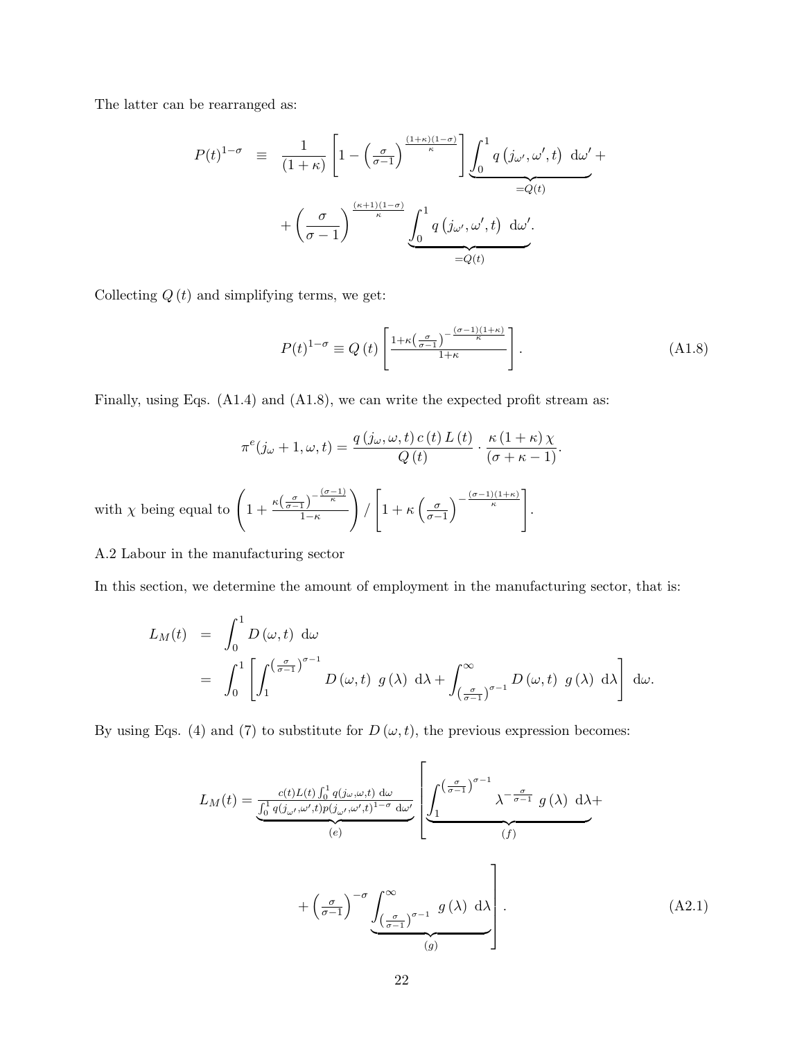The latter can be rearranged as:

$$
\begin{aligned}
P(t)^{1-\sigma} \quad \equiv \quad & \frac{1}{(1+\kappa)}\left[1-\left(\tfrac{\sigma}{\sigma-1}\right)^{\frac{(1+\kappa)(1-\sigma)}{\kappa}}\right] \underbrace{\int_0^1 q\left(j_{\omega'},\omega',t\right)\ \mathrm{d}\omega'}_{=Q(t)} + \\
& + \left(\frac{\sigma}{\sigma-1}\right)^{\frac{(\kappa+1)(1-\sigma)}{\kappa}} \underbrace{\int_0^1 q\left(j_{\omega'},\omega',t\right)\ \mathrm{d}\omega'}_{=Q(t)}.
\end{aligned}
$$

Collecting $Q(t)$ and simplifying terms, we get:

$$
P(t)^{1-\sigma} \equiv Q(t)\left[\frac{1+\kappa\left(\frac{\sigma}{\sigma-1}\right)^{-\frac{(\sigma-1)(1+\kappa)}{\kappa}}}{1+\kappa}\right]. \tag{A1.8}
$$

Finally, using Eqs. (A1.4) and (A1.8), we can write the expected profit stream as:

$$
\pi^e(j_\omega+1,\omega,t) = \frac{q\left(j_\omega,\omega,t\right)c\left(t\right)L\left(t\right)}{Q\left(t\right)} \cdot \frac{\kappa\left(1+\kappa\right)\chi}{\left(\sigma+\kappa-1\right)}.
$$

with $\chi$ being equal to $\left(1+\frac{\kappa\left(\frac{\sigma}{\sigma-1}\right)^{-\frac{(\sigma-1)}{\kappa}}}{1-\kappa}\right) / \left[1+\kappa\left(\frac{\sigma}{\sigma-1}\right)^{-\frac{(\sigma-1)(1+\kappa)}{\kappa}}\right]$.

A.2 Labour in the manufacturing sector

In this section, we determine the amount of employment in the manufacturing sector, that is:

$$
\begin{aligned}
L_M(t) \quad &= \quad \int_0^1 D\left(\omega,t\right)\ \mathrm{d}\omega \\
&= \quad \int_0^1 \left[\int_1^{\left(\frac{\sigma}{\sigma-1}\right)^{\sigma-1}} D\left(\omega,t\right)\ g\left(\lambda\right)\ \mathrm{d}\lambda + \int_{\left(\frac{\sigma}{\sigma-1}\right)^{\sigma-1}}^{\infty} D\left(\omega,t\right)\ g\left(\lambda\right)\ \mathrm{d}\lambda\right]\ \mathrm{d}\omega.
\end{aligned}
$$

By using Eqs. (4) and (7) to substitute for $D(\omega,t)$, the previous expression becomes:

$$
\begin{aligned}
L_M(t) = \underbrace{\frac{c(t)L(t)\int_0^1 q(j_\omega,\omega,t)\ \mathrm{d}\omega}{\int_0^1 q(j_{\omega'},\omega',t)p(j_{\omega'},\omega',t)^{1-\sigma}\ \mathrm{d}\omega'}}_{(e)} & \left[\underbrace{\int_1^{\left(\frac{\sigma}{\sigma-1}\right)^{\sigma-1}} \lambda^{-\frac{\sigma}{\sigma-1}}\ g\left(\lambda\right)\ \mathrm{d}\lambda}_{(f)} + \right. \\
& \left. + \left(\tfrac{\sigma}{\sigma-1}\right)^{-\sigma} \underbrace{\int_{\left(\frac{\sigma}{\sigma-1}\right)^{\sigma-1}}^{\infty} g\left(\lambda\right)\ \mathrm{d}\lambda}_{(g)}\right].
\end{aligned} \tag{A2.1}
$$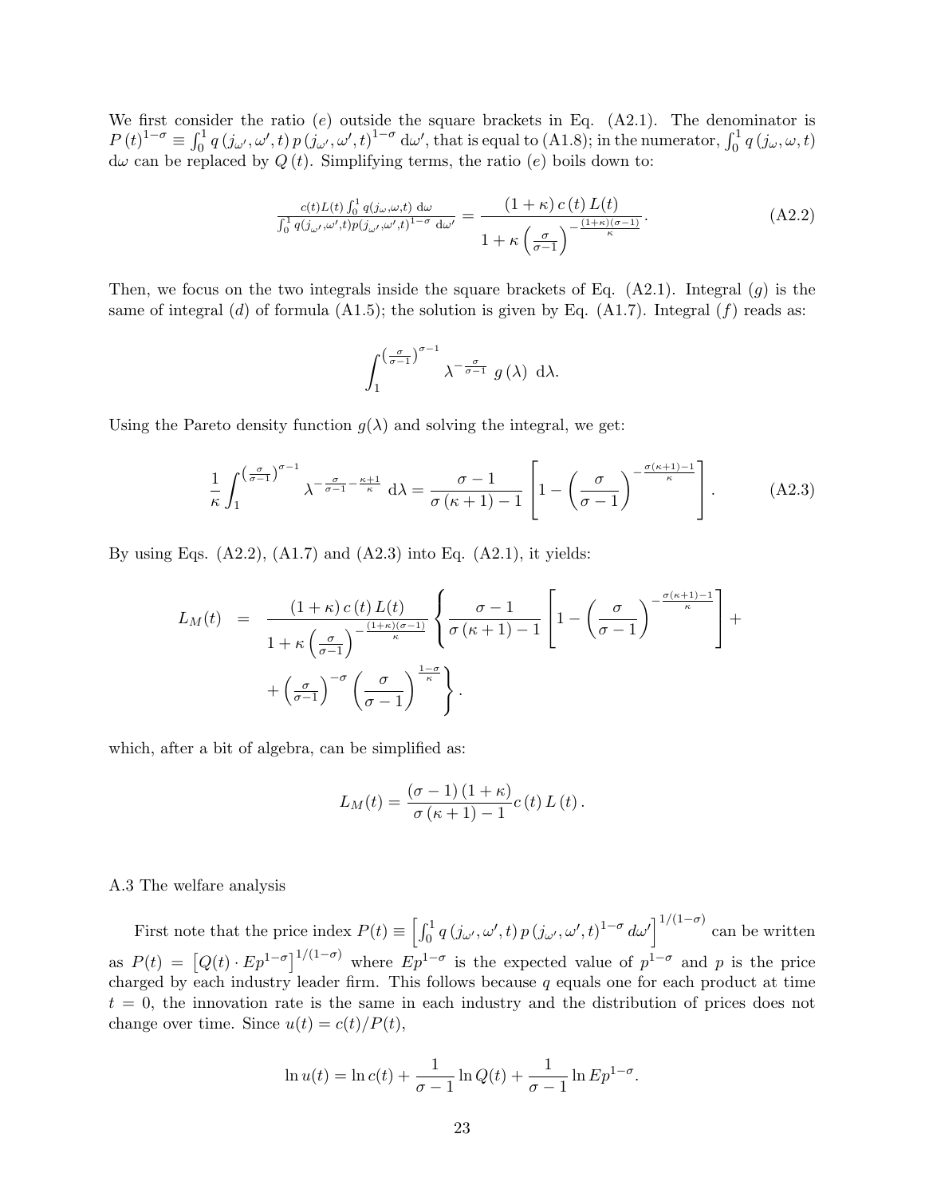We first consider the ratio $(e)$ outside the square brackets in Eq. (A2.1). The denominator is $P(t)^{1-\sigma} \equiv \int_0^1 q(j_{\omega'}, \omega', t)\, p(j_{\omega'}, \omega', t)^{1-\sigma}\, \mathrm{d}\omega'$, that is equal to (A1.8); in the numerator, $\int_0^1 q(j_\omega, \omega, t)$ $\mathrm{d}\omega$ can be replaced by $Q(t)$. Simplifying terms, the ratio $(e)$ boils down to:

$$\frac{c(t)L(t)\int_0^1 q(j_\omega,\omega,t)\ \mathrm{d}\omega}{\int_0^1 q(j_{\omega'},\omega',t)p(j_{\omega'},\omega',t)^{1-\sigma}\ \mathrm{d}\omega'} = \frac{(1+\kappa)\, c(t)\, L(t)}{1+\kappa\left(\frac{\sigma}{\sigma-1}\right)^{-\frac{(1+\kappa)(\sigma-1)}{\kappa}}}. \tag{A2.2}$$

Then, we focus on the two integrals inside the square brackets of Eq. (A2.1). Integral $(g)$ is the same of integral $(d)$ of formula (A1.5); the solution is given by Eq. (A1.7). Integral $(f)$ reads as:

$$\int_1^{\left(\frac{\sigma}{\sigma-1}\right)^{\sigma-1}} \lambda^{-\frac{\sigma}{\sigma-1}}\ g(\lambda)\ \mathrm{d}\lambda.$$

Using the Pareto density function $g(\lambda)$ and solving the integral, we get:

$$\frac{1}{\kappa}\int_1^{\left(\frac{\sigma}{\sigma-1}\right)^{\sigma-1}} \lambda^{-\frac{\sigma}{\sigma-1}-\frac{\kappa+1}{\kappa}}\ \mathrm{d}\lambda = \frac{\sigma-1}{\sigma(\kappa+1)-1}\left[1-\left(\frac{\sigma}{\sigma-1}\right)^{-\frac{\sigma(\kappa+1)-1}{\kappa}}\right]. \tag{A2.3}$$

By using Eqs. (A2.2), (A1.7) and (A2.3) into Eq. (A2.1), it yields:

$$\begin{aligned} L_M(t) \quad = \quad & \frac{(1+\kappa)\, c(t)\, L(t)}{1+\kappa\left(\frac{\sigma}{\sigma-1}\right)^{-\frac{(1+\kappa)(\sigma-1)}{\kappa}}}\left\{\frac{\sigma-1}{\sigma(\kappa+1)-1}\left[1-\left(\frac{\sigma}{\sigma-1}\right)^{-\frac{\sigma(\kappa+1)-1}{\kappa}}\right]+\right. \\ & \left. +\left(\tfrac{\sigma}{\sigma-1}\right)^{-\sigma}\left(\frac{\sigma}{\sigma-1}\right)^{\frac{1-\sigma}{\kappa}}\right\}. \end{aligned}$$

which, after a bit of algebra, can be simplified as:

$$L_M(t) = \frac{(\sigma-1)(1+\kappa)}{\sigma(\kappa+1)-1}\, c(t)\, L(t).$$

A.3 The welfare analysis

First note that the price index $P(t) \equiv \left[\int_0^1 q(j_{\omega'}, \omega', t)\, p(j_{\omega'}, \omega', t)^{1-\sigma}\, d\omega'\right]^{1/(1-\sigma)}$ can be written as $P(t) = \left[Q(t) \cdot Ep^{1-\sigma}\right]^{1/(1-\sigma)}$ where $Ep^{1-\sigma}$ is the expected value of $p^{1-\sigma}$ and $p$ is the price charged by each industry leader firm. This follows because $q$ equals one for each product at time $t = 0$, the innovation rate is the same in each industry and the distribution of prices does not change over time. Since $u(t) = c(t)/P(t)$,

$$\ln u(t) = \ln c(t) + \frac{1}{\sigma-1}\ln Q(t) + \frac{1}{\sigma-1}\ln Ep^{1-\sigma}.$$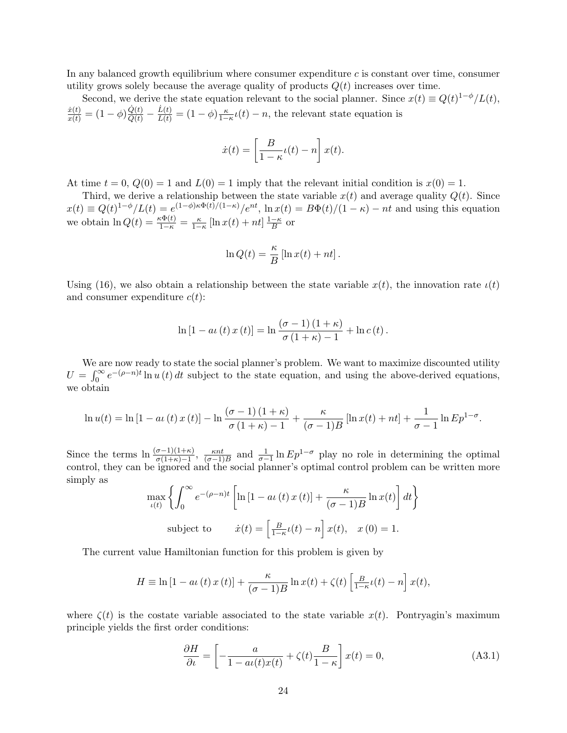In any balanced growth equilibrium where consumer expenditure $c$ is constant over time, consumer utility grows solely because the average quality of products $Q(t)$ increases over time.

Second, we derive the state equation relevant to the social planner. Since $x(t) \equiv Q(t)^{1-\phi}/L(t)$, $\frac{\dot{x}(t)}{x(t)} = (1-\phi)\frac{\dot{Q}(t)}{Q(t)} - \frac{\dot{L}(t)}{L(t)} = (1-\phi)\frac{\kappa}{1-\kappa}\iota(t) - n$, the relevant state equation is

$$\dot{x}(t) = \left[\frac{B}{1-\kappa}\iota(t) - n\right]x(t).$$

At time $t = 0$, $Q(0) = 1$ and $L(0) = 1$ imply that the relevant initial condition is $x(0) = 1$.

Third, we derive a relationship between the state variable $x(t)$ and average quality $Q(t)$. Since $x(t) \equiv Q(t)^{1-\phi}/L(t) = e^{(1-\phi)\kappa\Phi(t)/(1-\kappa)}/e^{nt}$, $\ln x(t) = B\Phi(t)/(1-\kappa) - nt$ and using this equation we obtain $\ln Q(t) = \frac{\kappa\Phi(t)}{1-\kappa} = \frac{\kappa}{1-\kappa}\left[\ln x(t) + nt\right]\frac{1-\kappa}{B}$ or

$$\ln Q(t) = \frac{\kappa}{B}\left[\ln x(t) + nt\right].$$

Using (16), we also obtain a relationship between the state variable $x(t)$, the innovation rate $\iota(t)$ and consumer expenditure $c(t)$:

$$\ln\left[1 - a\iota(t)x(t)\right] = \ln\frac{(\sigma-1)(1+\kappa)}{\sigma(1+\kappa)-1} + \ln c(t).$$

We are now ready to state the social planner's problem. We want to maximize discounted utility $U = \int_0^\infty e^{-(\rho-n)t}\ln u(t)\,dt$ subject to the state equation, and using the above-derived equations, we obtain

$$\ln u(t) = \ln\left[1 - a\iota(t)x(t)\right] - \ln\frac{(\sigma-1)(1+\kappa)}{\sigma(1+\kappa)-1} + \frac{\kappa}{(\sigma-1)B}\left[\ln x(t) + nt\right] + \frac{1}{\sigma-1}\ln Ep^{1-\sigma}.$$

Since the terms $\ln\frac{(\sigma-1)(1+\kappa)}{\sigma(1+\kappa)-1}$, $\frac{\kappa nt}{(\sigma-1)B}$ and $\frac{1}{\sigma-1}\ln Ep^{1-\sigma}$ play no role in determining the optimal control, they can be ignored and the social planner's optimal control problem can be written more simply as

$$\max_{\iota(t)}\left\{\int_0^\infty e^{-(\rho-n)t}\left[\ln\left[1 - a\iota(t)x(t)\right] + \frac{\kappa}{(\sigma-1)B}\ln x(t)\right]dt\right\}$$

$$\text{subject to} \qquad \dot{x}(t) = \left[\tfrac{B}{1-\kappa}\iota(t) - n\right]x(t), \quad x(0) = 1.$$

The current value Hamiltonian function for this problem is given by

$$H \equiv \ln\left[1 - a\iota(t)x(t)\right] + \frac{\kappa}{(\sigma-1)B}\ln x(t) + \zeta(t)\left[\tfrac{B}{1-\kappa}\iota(t) - n\right]x(t),$$

where $\zeta(t)$ is the costate variable associated to the state variable $x(t)$. Pontryagin's maximum principle yields the first order conditions:

$$\frac{\partial H}{\partial \iota} = \left[-\frac{a}{1 - a\iota(t)x(t)} + \zeta(t)\frac{B}{1-\kappa}\right]x(t) = 0, \tag{A3.1}$$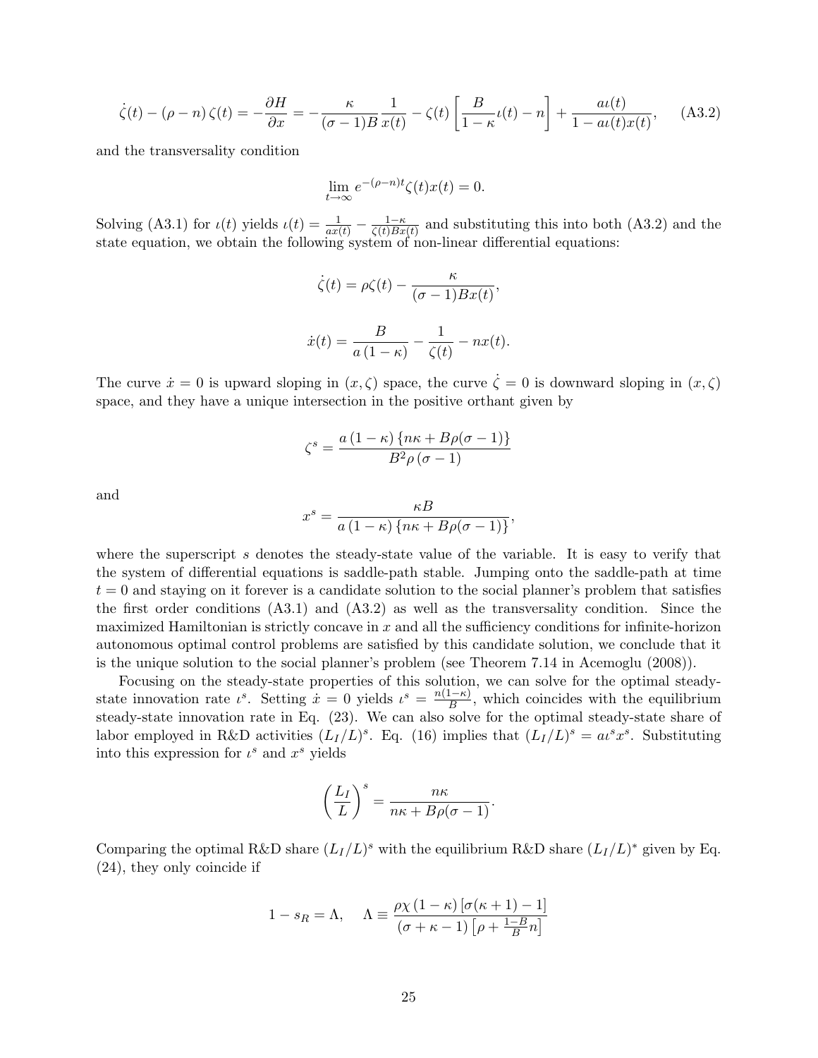$$\dot{\zeta}(t) - (\rho - n)\,\zeta(t) = -\frac{\partial H}{\partial x} = -\frac{\kappa}{(\sigma-1)B}\frac{1}{x(t)} - \zeta(t)\left[\frac{B}{1-\kappa}\iota(t) - n\right] + \frac{a\iota(t)}{1-a\iota(t)x(t)}, \qquad \text{(A3.2)}$$

and the transversality condition

$$\lim_{t\to\infty} e^{-(\rho-n)t}\zeta(t)x(t) = 0.$$

Solving (A3.1) for $\iota(t)$ yields $\iota(t) = \frac{1}{ax(t)} - \frac{1-\kappa}{\zeta(t)Bx(t)}$ and substituting this into both (A3.2) and the state equation, we obtain the following system of non-linear differential equations:

$$\dot{\zeta}(t) = \rho\zeta(t) - \frac{\kappa}{(\sigma-1)Bx(t)},$$

$$\dot{x}(t) = \frac{B}{a\,(1-\kappa)} - \frac{1}{\zeta(t)} - nx(t).$$

The curve $\dot{x} = 0$ is upward sloping in $(x, \zeta)$ space, the curve $\dot{\zeta} = 0$ is downward sloping in $(x, \zeta)$ space, and they have a unique intersection in the positive orthant given by

$$\zeta^s = \frac{a\,(1-\kappa)\,\{n\kappa + B\rho(\sigma-1)\}}{B^2\rho\,(\sigma-1)}$$

and

$$x^s = \frac{\kappa B}{a\,(1-\kappa)\,\{n\kappa + B\rho(\sigma-1)\}},$$

where the superscript $s$ denotes the steady-state value of the variable. It is easy to verify that the system of differential equations is saddle-path stable. Jumping onto the saddle-path at time $t = 0$ and staying on it forever is a candidate solution to the social planner's problem that satisfies the first order conditions (A3.1) and (A3.2) as well as the transversality condition. Since the maximized Hamiltonian is strictly concave in $x$ and all the sufficiency conditions for infinite-horizon autonomous optimal control problems are satisfied by this candidate solution, we conclude that it is the unique solution to the social planner's problem (see Theorem 7.14 in Acemoglu (2008)).

Focusing on the steady-state properties of this solution, we can solve for the optimal steady-state innovation rate $\iota^s$. Setting $\dot{x} = 0$ yields $\iota^s = \frac{n(1-\kappa)}{B}$, which coincides with the equilibrium steady-state innovation rate in Eq. (23). We can also solve for the optimal steady-state share of labor employed in R&D activities $(L_I/L)^s$. Eq. (16) implies that $(L_I/L)^s = a\iota^s x^s$. Substituting into this expression for $\iota^s$ and $x^s$ yields

$$\left(\frac{L_I}{L}\right)^s = \frac{n\kappa}{n\kappa + B\rho(\sigma-1)}.$$

Comparing the optimal R&D share $(L_I/L)^s$ with the equilibrium R&D share $(L_I/L)^*$ given by Eq. (24), they only coincide if

$$1 - s_R = \Lambda, \quad \Lambda \equiv \frac{\rho\chi\,(1-\kappa)\,[\sigma(\kappa+1)-1]}{(\sigma+\kappa-1)\left[\rho + \frac{1-B}{B}n\right]}$$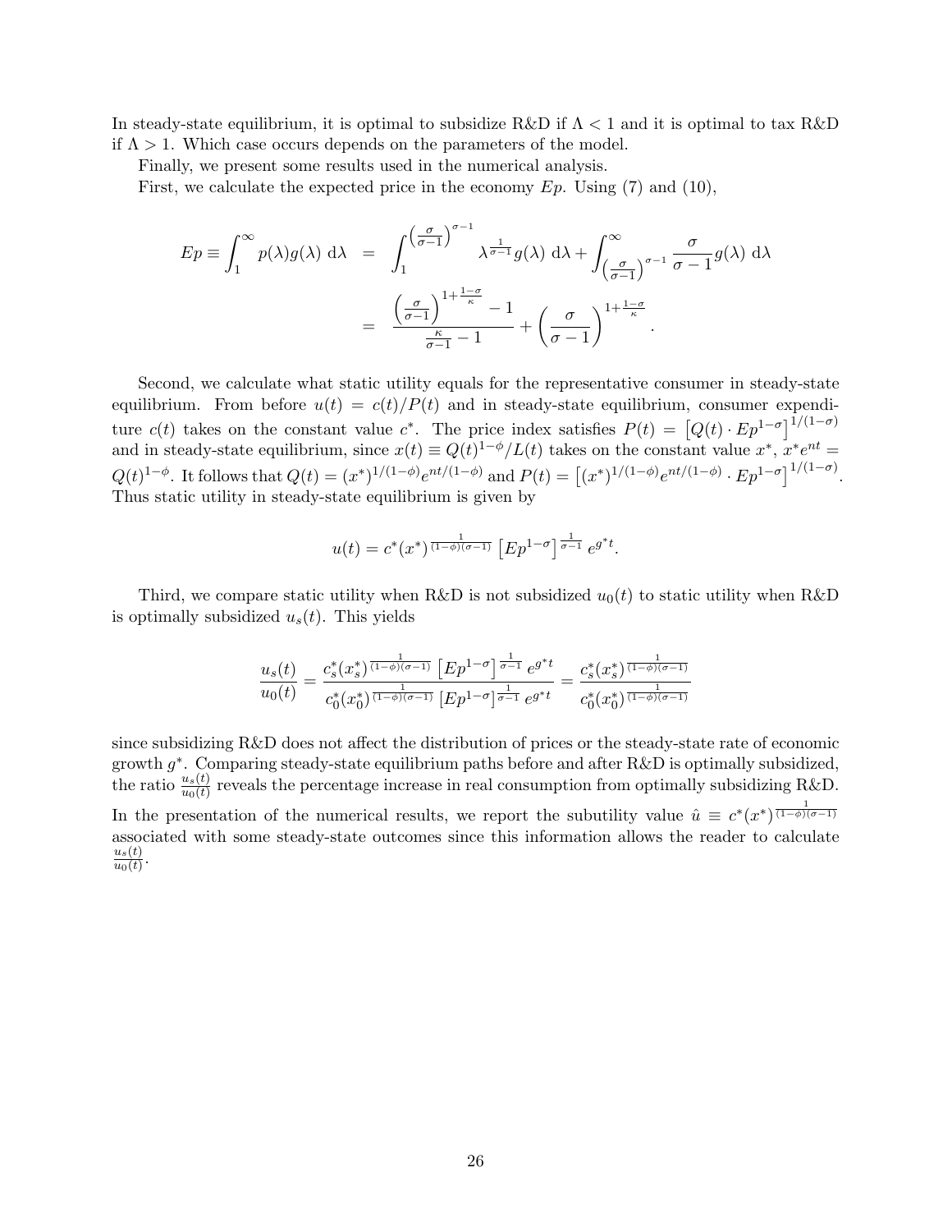In steady-state equilibrium, it is optimal to subsidize R&D if $\Lambda < 1$ and it is optimal to tax R&D if $\Lambda > 1$. Which case occurs depends on the parameters of the model.

Finally, we present some results used in the numerical analysis.

First, we calculate the expected price in the economy $Ep$. Using (7) and (10),

$$
\begin{aligned}
Ep \equiv \int_1^\infty p(\lambda) g(\lambda)\ \mathrm{d}\lambda &= \int_1^{\left(\frac{\sigma}{\sigma-1}\right)^{\sigma-1}} \lambda^{\frac{1}{\sigma-1}} g(\lambda)\ \mathrm{d}\lambda + \int_{\left(\frac{\sigma}{\sigma-1}\right)^{\sigma-1}}^\infty \frac{\sigma}{\sigma-1} g(\lambda)\ \mathrm{d}\lambda \\
&= \frac{\left(\frac{\sigma}{\sigma-1}\right)^{1+\frac{1-\sigma}{\kappa}} - 1}{\frac{\kappa}{\sigma-1} - 1} + \left(\frac{\sigma}{\sigma-1}\right)^{1+\frac{1-\sigma}{\kappa}}.
\end{aligned}
$$

Second, we calculate what static utility equals for the representative consumer in steady-state equilibrium. From before $u(t) = c(t)/P(t)$ and in steady-state equilibrium, consumer expenditure $c(t)$ takes on the constant value $c^*$. The price index satisfies $P(t) = \left[Q(t) \cdot Ep^{1-\sigma}\right]^{1/(1-\sigma)}$ and in steady-state equilibrium, since $x(t) \equiv Q(t)^{1-\phi}/L(t)$ takes on the constant value $x^*$, $x^* e^{nt} = Q(t)^{1-\phi}$. It follows that $Q(t) = (x^*)^{1/(1-\phi)} e^{nt/(1-\phi)}$ and $P(t) = \left[(x^*)^{1/(1-\phi)} e^{nt/(1-\phi)} \cdot Ep^{1-\sigma}\right]^{1/(1-\sigma)}$. Thus static utility in steady-state equilibrium is given by

$$
u(t) = c^*(x^*)^{\frac{1}{(1-\phi)(\sigma-1)}} \left[Ep^{1-\sigma}\right]^{\frac{1}{\sigma-1}} e^{g^* t}.
$$

Third, we compare static utility when R&D is not subsidized $u_0(t)$ to static utility when R&D is optimally subsidized $u_s(t)$. This yields

$$
\frac{u_s(t)}{u_0(t)} = \frac{c_s^*(x_s^*)^{\frac{1}{(1-\phi)(\sigma-1)}} \left[Ep^{1-\sigma}\right]^{\frac{1}{\sigma-1}} e^{g^* t}}{c_0^*(x_0^*)^{\frac{1}{(1-\phi)(\sigma-1)}} \left[Ep^{1-\sigma}\right]^{\frac{1}{\sigma-1}} e^{g^* t}} = \frac{c_s^*(x_s^*)^{\frac{1}{(1-\phi)(\sigma-1)}}}{c_0^*(x_0^*)^{\frac{1}{(1-\phi)(\sigma-1)}}}
$$

since subsidizing R&D does not affect the distribution of prices or the steady-state rate of economic growth $g^*$. Comparing steady-state equilibrium paths before and after R&D is optimally subsidized, the ratio $\frac{u_s(t)}{u_0(t)}$ reveals the percentage increase in real consumption from optimally subsidizing R&D. In the presentation of the numerical results, we report the subutility value $\hat{u} \equiv c^*(x^*)^{\frac{1}{(1-\phi)(\sigma-1)}}$ associated with some steady-state outcomes since this information allows the reader to calculate $\frac{u_s(t)}{u_0(t)}$.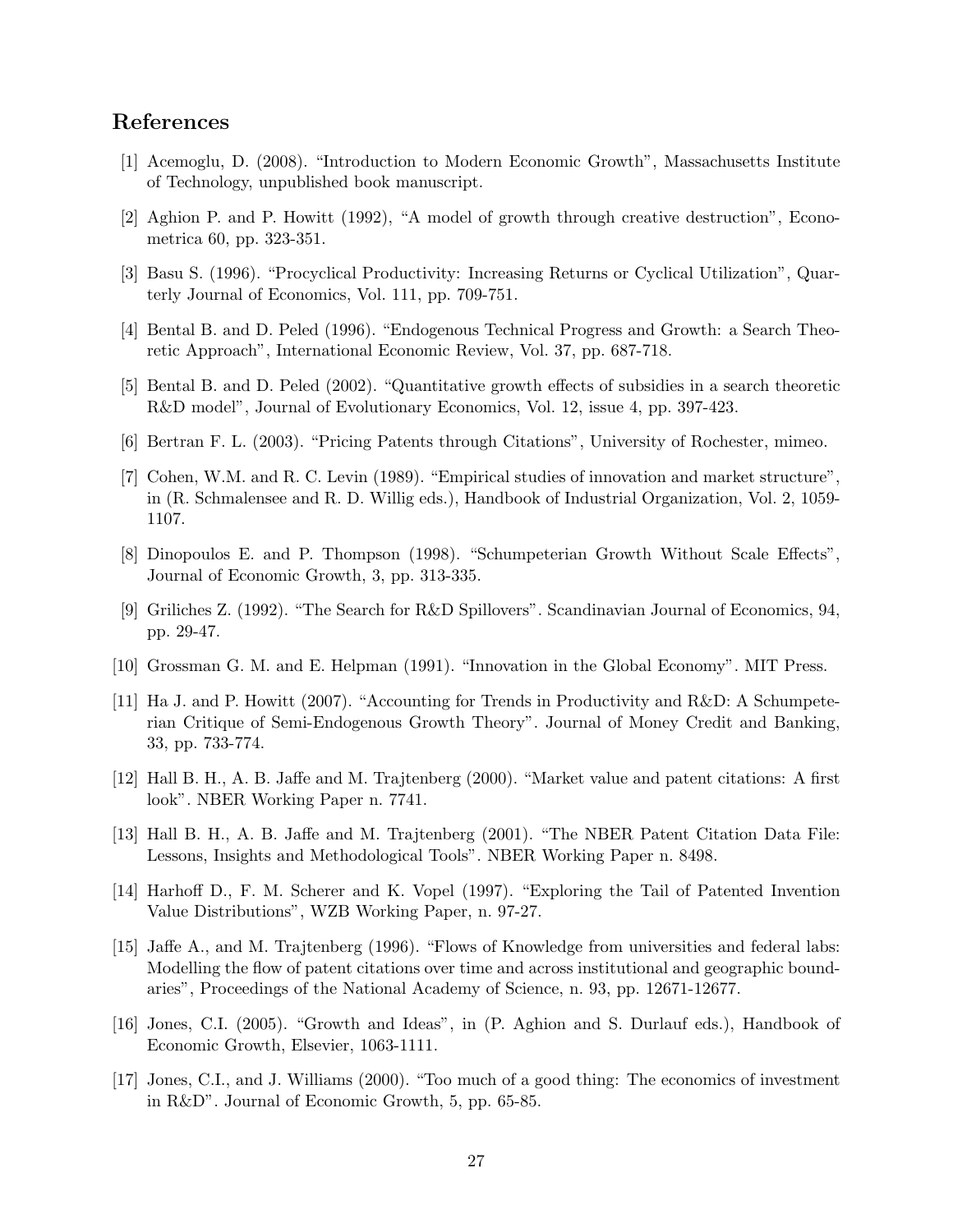## References

[1] Acemoglu, D. (2008). "Introduction to Modern Economic Growth", Massachusetts Institute of Technology, unpublished book manuscript.

[2] Aghion P. and P. Howitt (1992), "A model of growth through creative destruction", Econometrica 60, pp. 323-351.

[3] Basu S. (1996). "Procyclical Productivity: Increasing Returns or Cyclical Utilization", Quarterly Journal of Economics, Vol. 111, pp. 709-751.

[4] Bental B. and D. Peled (1996). "Endogenous Technical Progress and Growth: a Search Theoretic Approach", International Economic Review, Vol. 37, pp. 687-718.

[5] Bental B. and D. Peled (2002). "Quantitative growth effects of subsidies in a search theoretic R&D model", Journal of Evolutionary Economics, Vol. 12, issue 4, pp. 397-423.

[6] Bertran F. L. (2003). "Pricing Patents through Citations", University of Rochester, mimeo.

[7] Cohen, W.M. and R. C. Levin (1989). "Empirical studies of innovation and market structure", in (R. Schmalensee and R. D. Willig eds.), Handbook of Industrial Organization, Vol. 2, 1059-1107.

[8] Dinopoulos E. and P. Thompson (1998). "Schumpeterian Growth Without Scale Effects", Journal of Economic Growth, 3, pp. 313-335.

[9] Griliches Z. (1992). "The Search for R&D Spillovers". Scandinavian Journal of Economics, 94, pp. 29-47.

[10] Grossman G. M. and E. Helpman (1991). "Innovation in the Global Economy". MIT Press.

[11] Ha J. and P. Howitt (2007). "Accounting for Trends in Productivity and R&D: A Schumpeterian Critique of Semi-Endogenous Growth Theory". Journal of Money Credit and Banking, 33, pp. 733-774.

[12] Hall B. H., A. B. Jaffe and M. Trajtenberg (2000). "Market value and patent citations: A first look". NBER Working Paper n. 7741.

[13] Hall B. H., A. B. Jaffe and M. Trajtenberg (2001). "The NBER Patent Citation Data File: Lessons, Insights and Methodological Tools". NBER Working Paper n. 8498.

[14] Harhoff D., F. M. Scherer and K. Vopel (1997). "Exploring the Tail of Patented Invention Value Distributions", WZB Working Paper, n. 97-27.

[15] Jaffe A., and M. Trajtenberg (1996). "Flows of Knowledge from universities and federal labs: Modelling the flow of patent citations over time and across institutional and geographic boundaries", Proceedings of the National Academy of Science, n. 93, pp. 12671-12677.

[16] Jones, C.I. (2005). "Growth and Ideas", in (P. Aghion and S. Durlauf eds.), Handbook of Economic Growth, Elsevier, 1063-1111.

[17] Jones, C.I., and J. Williams (2000). "Too much of a good thing: The economics of investment in R&D". Journal of Economic Growth, 5, pp. 65-85.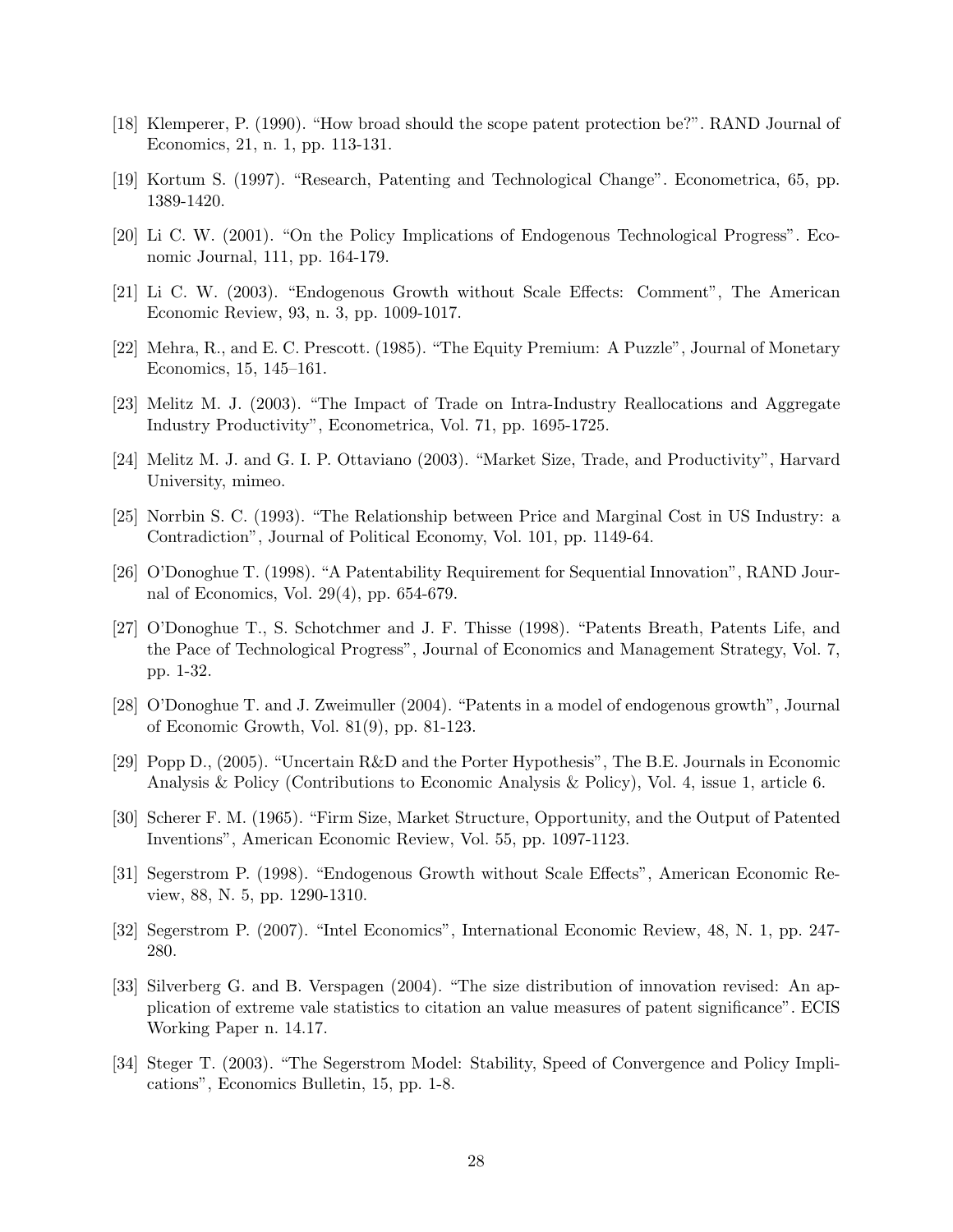[18] Klemperer, P. (1990). "How broad should the scope patent protection be?". RAND Journal of Economics, 21, n. 1, pp. 113-131.

[19] Kortum S. (1997). "Research, Patenting and Technological Change". Econometrica, 65, pp. 1389-1420.

[20] Li C. W. (2001). "On the Policy Implications of Endogenous Technological Progress". Economic Journal, 111, pp. 164-179.

[21] Li C. W. (2003). "Endogenous Growth without Scale Effects: Comment", The American Economic Review, 93, n. 3, pp. 1009-1017.

[22] Mehra, R., and E. C. Prescott. (1985). "The Equity Premium: A Puzzle", Journal of Monetary Economics, 15, 145–161.

[23] Melitz M. J. (2003). "The Impact of Trade on Intra-Industry Reallocations and Aggregate Industry Productivity", Econometrica, Vol. 71, pp. 1695-1725.

[24] Melitz M. J. and G. I. P. Ottaviano (2003). "Market Size, Trade, and Productivity", Harvard University, mimeo.

[25] Norrbin S. C. (1993). "The Relationship between Price and Marginal Cost in US Industry: a Contradiction", Journal of Political Economy, Vol. 101, pp. 1149-64.

[26] O'Donoghue T. (1998). "A Patentability Requirement for Sequential Innovation", RAND Journal of Economics, Vol. 29(4), pp. 654-679.

[27] O'Donoghue T., S. Schotchmer and J. F. Thisse (1998). "Patents Breath, Patents Life, and the Pace of Technological Progress", Journal of Economics and Management Strategy, Vol. 7, pp. 1-32.

[28] O'Donoghue T. and J. Zweimuller (2004). "Patents in a model of endogenous growth", Journal of Economic Growth, Vol. 81(9), pp. 81-123.

[29] Popp D., (2005). "Uncertain R&D and the Porter Hypothesis", The B.E. Journals in Economic Analysis & Policy (Contributions to Economic Analysis & Policy), Vol. 4, issue 1, article 6.

[30] Scherer F. M. (1965). "Firm Size, Market Structure, Opportunity, and the Output of Patented Inventions", American Economic Review, Vol. 55, pp. 1097-1123.

[31] Segerstrom P. (1998). "Endogenous Growth without Scale Effects", American Economic Review, 88, N. 5, pp. 1290-1310.

[32] Segerstrom P. (2007). "Intel Economics", International Economic Review, 48, N. 1, pp. 247-280.

[33] Silverberg G. and B. Verspagen (2004). "The size distribution of innovation revised: An application of extreme vale statistics to citation an value measures of patent significance". ECIS Working Paper n. 14.17.

[34] Steger T. (2003). "The Segerstrom Model: Stability, Speed of Convergence and Policy Implications", Economics Bulletin, 15, pp. 1-8.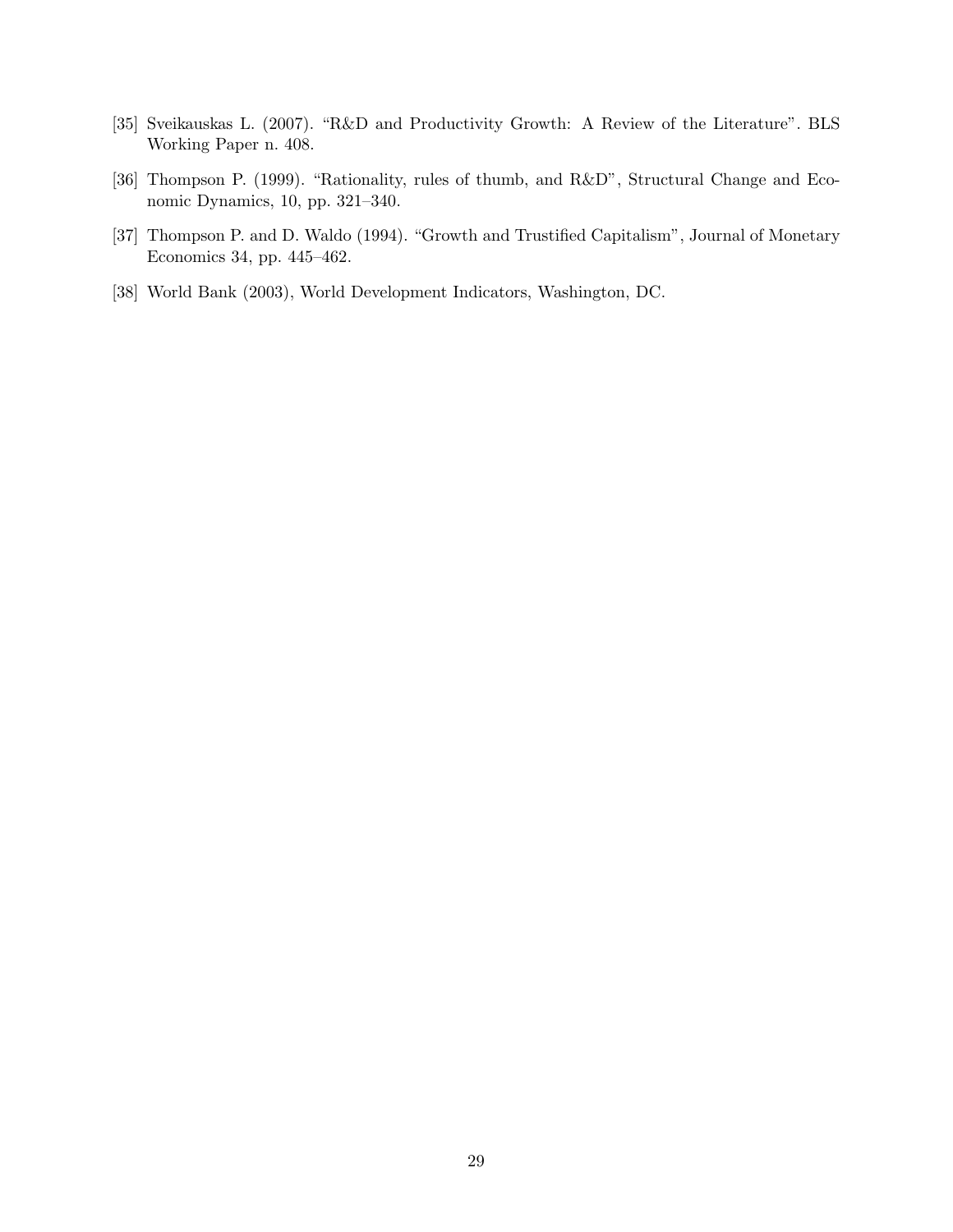[35] Sveikauskas L. (2007). "R&D and Productivity Growth: A Review of the Literature". BLS Working Paper n. 408.

[36] Thompson P. (1999). "Rationality, rules of thumb, and R&D", Structural Change and Economic Dynamics, 10, pp. 321–340.

[37] Thompson P. and D. Waldo (1994). "Growth and Trustified Capitalism", Journal of Monetary Economics 34, pp. 445–462.

[38] World Bank (2003), World Development Indicators, Washington, DC.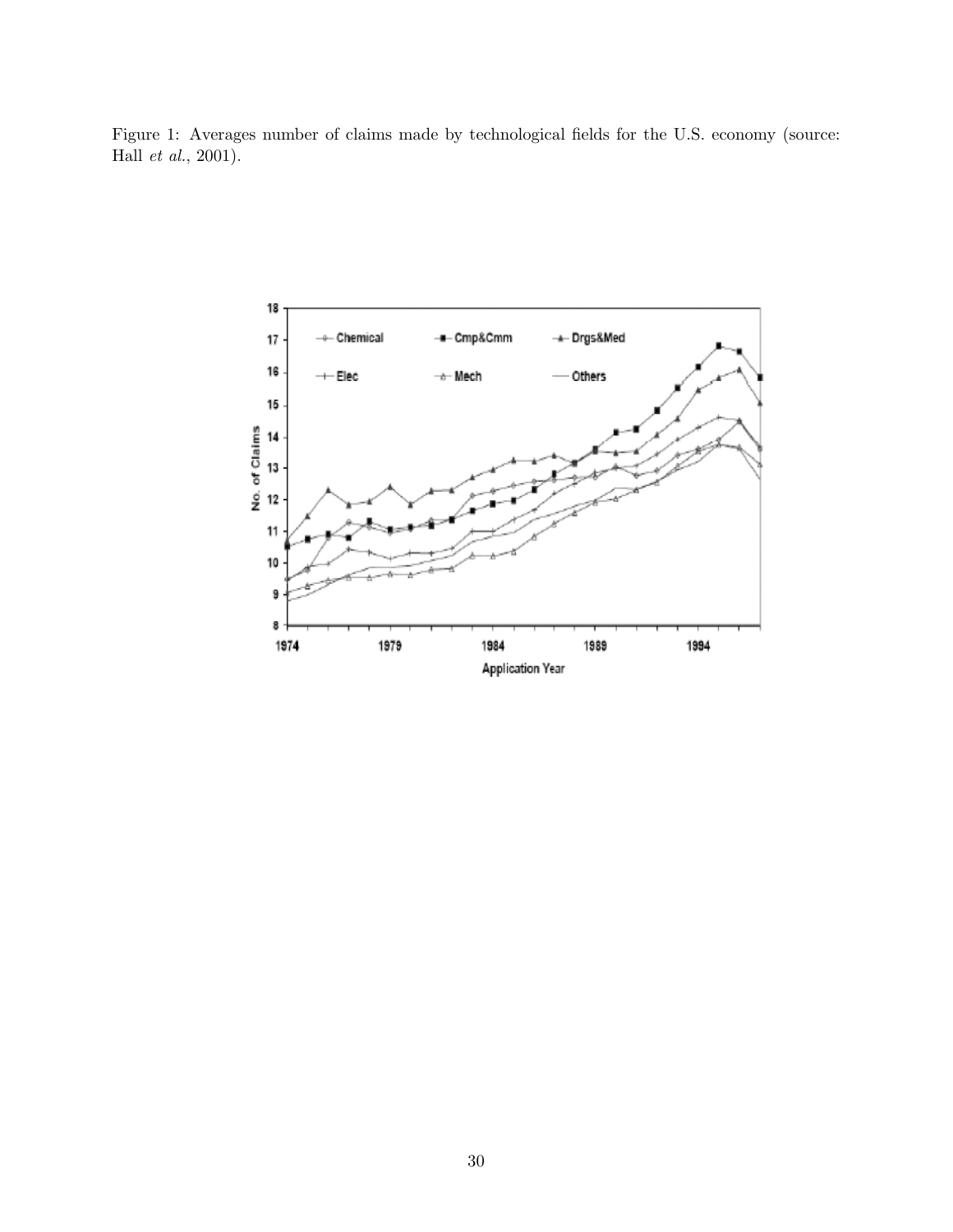Figure 1: Averages number of claims made by technological fields for the U.S. economy (source: Hall *et al.*, 2001).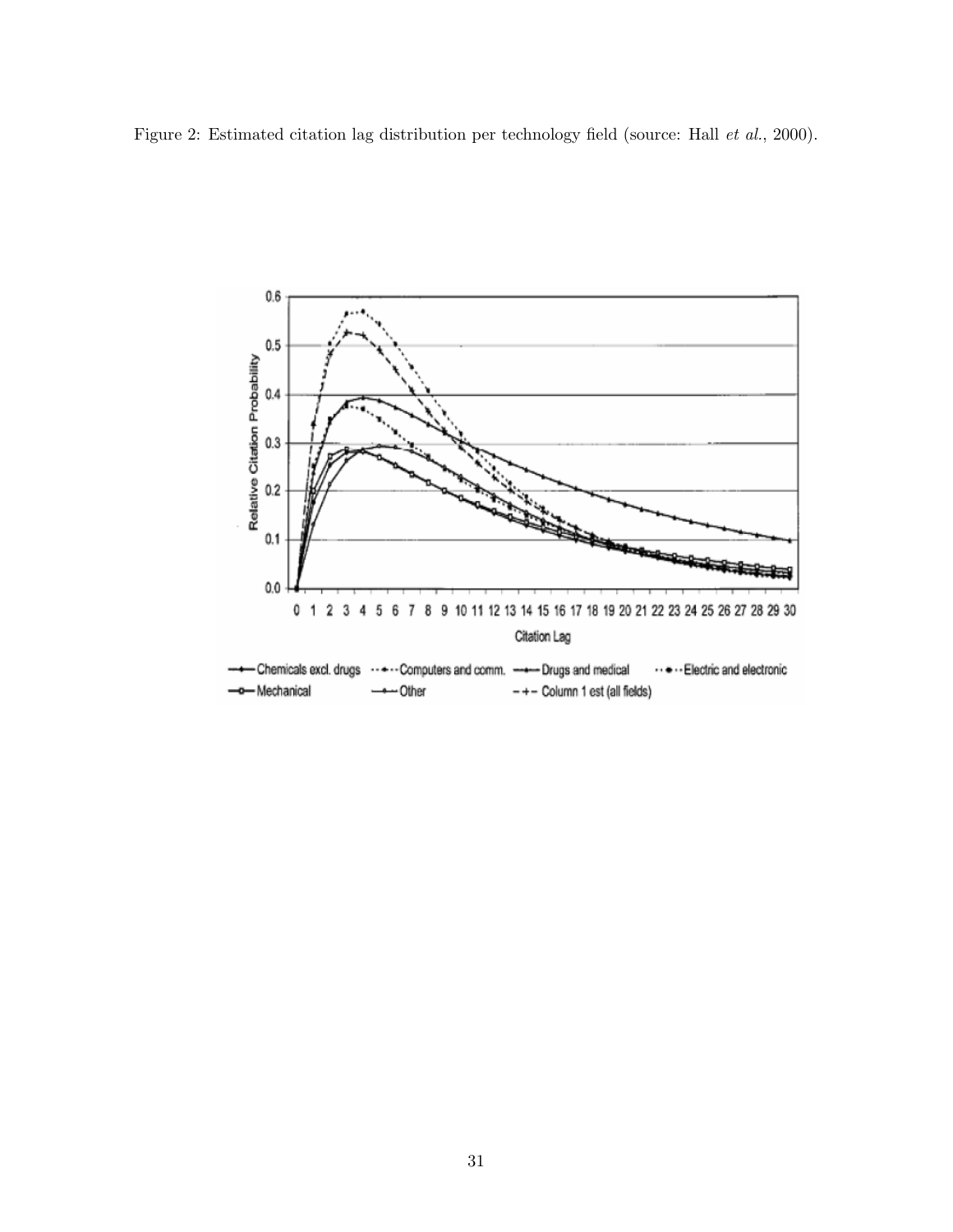Figure 2: Estimated citation lag distribution per technology field (source: Hall *et al.*, 2000).

Relative Citation Probability

0.6
0.5
0.4
0.3
0.2
0.1
0.0

0 1 2 3 4 5 6 7 8 9 10 11 12 13 14 15 16 17 18 19 20 21 22 23 24 25 26 27 28 29 30

Citation Lag

Chemicals excl. drugs
Computers and comm.
Drugs and medical
Electric and electronic
Mechanical
Other
Column 1 est (all fields)